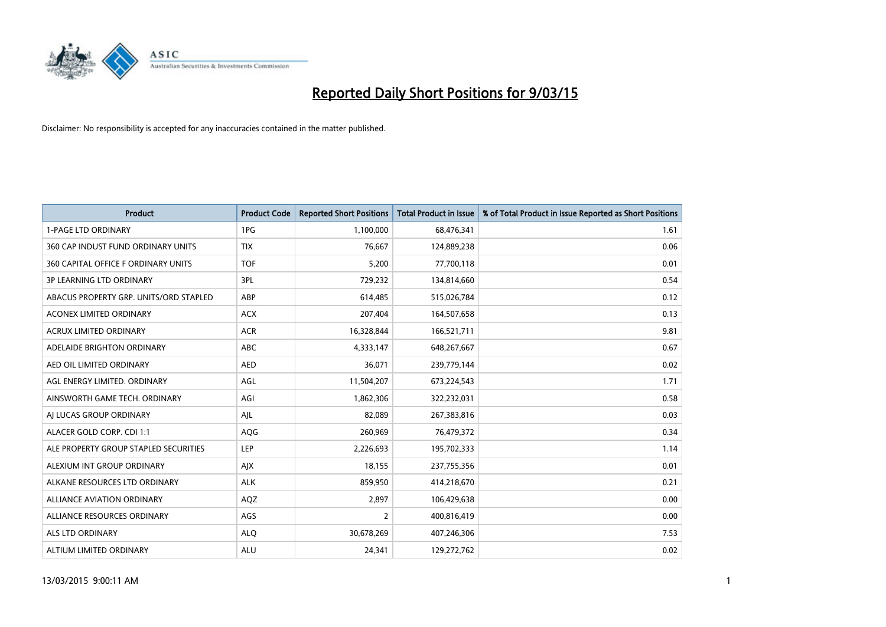# Reported Daily Short Positions for 9/03/15

Disclaimer: No responsibility is accepted for any inaccuracies contained in the matter published.

| Product | Product Code | Reported Short Positions | Total Product in Issue | % of Total Product in Issue Reported as Short Positions |
|---|---|---|---|---|
| 1-PAGE LTD ORDINARY | 1PG | 1,100,000 | 68,476,341 | 1.61 |
| 360 CAP INDUST FUND ORDINARY UNITS | TIX | 76,667 | 124,889,238 | 0.06 |
| 360 CAPITAL OFFICE F ORDINARY UNITS | TOF | 5,200 | 77,700,118 | 0.01 |
| 3P LEARNING LTD ORDINARY | 3PL | 729,232 | 134,814,660 | 0.54 |
| ABACUS PROPERTY GRP. UNITS/ORD STAPLED | ABP | 614,485 | 515,026,784 | 0.12 |
| ACONEX LIMITED ORDINARY | ACX | 207,404 | 164,507,658 | 0.13 |
| ACRUX LIMITED ORDINARY | ACR | 16,328,844 | 166,521,711 | 9.81 |
| ADELAIDE BRIGHTON ORDINARY | ABC | 4,333,147 | 648,267,667 | 0.67 |
| AED OIL LIMITED ORDINARY | AED | 36,071 | 239,779,144 | 0.02 |
| AGL ENERGY LIMITED. ORDINARY | AGL | 11,504,207 | 673,224,543 | 1.71 |
| AINSWORTH GAME TECH. ORDINARY | AGI | 1,862,306 | 322,232,031 | 0.58 |
| AJ LUCAS GROUP ORDINARY | AJL | 82,089 | 267,383,816 | 0.03 |
| ALACER GOLD CORP. CDI 1:1 | AQG | 260,969 | 76,479,372 | 0.34 |
| ALE PROPERTY GROUP STAPLED SECURITIES | LEP | 2,226,693 | 195,702,333 | 1.14 |
| ALEXIUM INT GROUP ORDINARY | AJX | 18,155 | 237,755,356 | 0.01 |
| ALKANE RESOURCES LTD ORDINARY | ALK | 859,950 | 414,218,670 | 0.21 |
| ALLIANCE AVIATION ORDINARY | AQZ | 2,897 | 106,429,638 | 0.00 |
| ALLIANCE RESOURCES ORDINARY | AGS | 2 | 400,816,419 | 0.00 |
| ALS LTD ORDINARY | ALQ | 30,678,269 | 407,246,306 | 7.53 |
| ALTIUM LIMITED ORDINARY | ALU | 24,341 | 129,272,762 | 0.02 |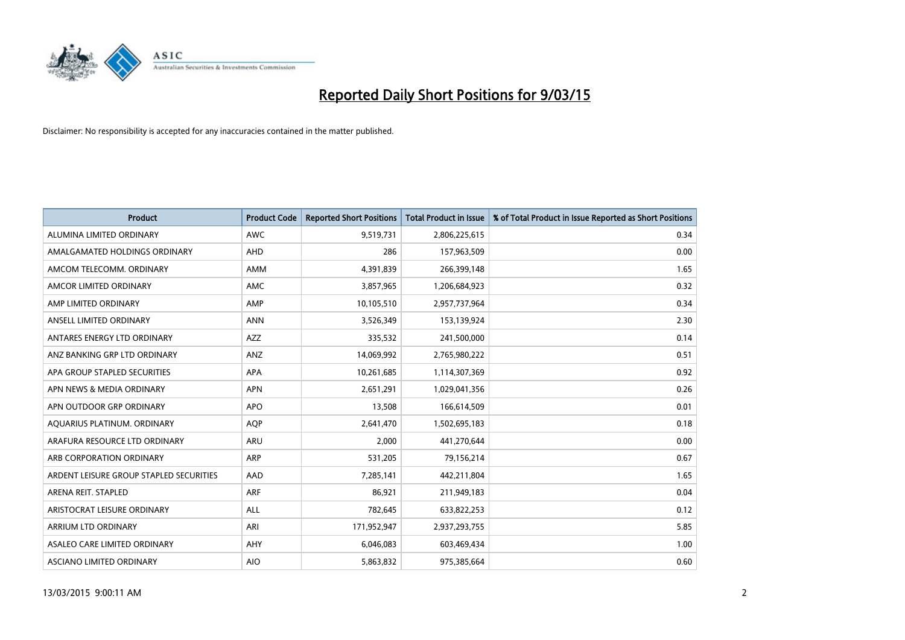# Reported Daily Short Positions for 9/03/15

Disclaimer: No responsibility is accepted for any inaccuracies contained in the matter published.

| Product | Product Code | Reported Short Positions | Total Product in Issue | % of Total Product in Issue Reported as Short Positions |
|---|---|---|---|---|
| ALUMINA LIMITED ORDINARY | AWC | 9,519,731 | 2,806,225,615 | 0.34 |
| AMALGAMATED HOLDINGS ORDINARY | AHD | 286 | 157,963,509 | 0.00 |
| AMCOM TELECOMM. ORDINARY | AMM | 4,391,839 | 266,399,148 | 1.65 |
| AMCOR LIMITED ORDINARY | AMC | 3,857,965 | 1,206,684,923 | 0.32 |
| AMP LIMITED ORDINARY | AMP | 10,105,510 | 2,957,737,964 | 0.34 |
| ANSELL LIMITED ORDINARY | ANN | 3,526,349 | 153,139,924 | 2.30 |
| ANTARES ENERGY LTD ORDINARY | AZZ | 335,532 | 241,500,000 | 0.14 |
| ANZ BANKING GRP LTD ORDINARY | ANZ | 14,069,992 | 2,765,980,222 | 0.51 |
| APA GROUP STAPLED SECURITIES | APA | 10,261,685 | 1,114,307,369 | 0.92 |
| APN NEWS & MEDIA ORDINARY | APN | 2,651,291 | 1,029,041,356 | 0.26 |
| APN OUTDOOR GRP ORDINARY | APO | 13,508 | 166,614,509 | 0.01 |
| AQUARIUS PLATINUM. ORDINARY | AQP | 2,641,470 | 1,502,695,183 | 0.18 |
| ARAFURA RESOURCE LTD ORDINARY | ARU | 2,000 | 441,270,644 | 0.00 |
| ARB CORPORATION ORDINARY | ARP | 531,205 | 79,156,214 | 0.67 |
| ARDENT LEISURE GROUP STAPLED SECURITIES | AAD | 7,285,141 | 442,211,804 | 1.65 |
| ARENA REIT. STAPLED | ARF | 86,921 | 211,949,183 | 0.04 |
| ARISTOCRAT LEISURE ORDINARY | ALL | 782,645 | 633,822,253 | 0.12 |
| ARRIUM LTD ORDINARY | ARI | 171,952,947 | 2,937,293,755 | 5.85 |
| ASALEO CARE LIMITED ORDINARY | AHY | 6,046,083 | 603,469,434 | 1.00 |
| ASCIANO LIMITED ORDINARY | AIO | 5,863,832 | 975,385,664 | 0.60 |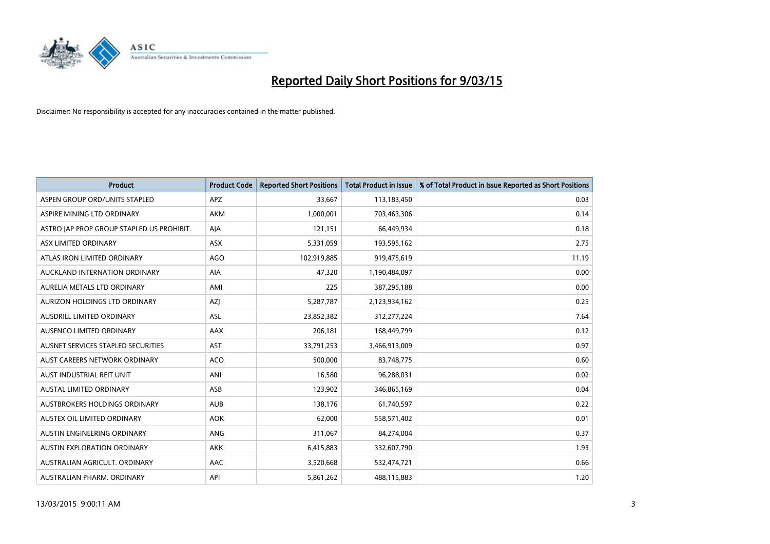# Reported Daily Short Positions for 9/03/15

Disclaimer: No responsibility is accepted for any inaccuracies contained in the matter published.

| Product | Product Code | Reported Short Positions | Total Product in Issue | % of Total Product in Issue Reported as Short Positions |
|---|---|---|---|---|
| ASPEN GROUP ORD/UNITS STAPLED | APZ | 33,667 | 113,183,450 | 0.03 |
| ASPIRE MINING LTD ORDINARY | AKM | 1,000,001 | 703,463,306 | 0.14 |
| ASTRO JAP PROP GROUP STAPLED US PROHIBIT. | AJA | 121,151 | 66,449,934 | 0.18 |
| ASX LIMITED ORDINARY | ASX | 5,331,059 | 193,595,162 | 2.75 |
| ATLAS IRON LIMITED ORDINARY | AGO | 102,919,885 | 919,475,619 | 11.19 |
| AUCKLAND INTERNATION ORDINARY | AIA | 47,320 | 1,190,484,097 | 0.00 |
| AURELIA METALS LTD ORDINARY | AMI | 225 | 387,295,188 | 0.00 |
| AURIZON HOLDINGS LTD ORDINARY | AZJ | 5,287,787 | 2,123,934,162 | 0.25 |
| AUSDRILL LIMITED ORDINARY | ASL | 23,852,382 | 312,277,224 | 7.64 |
| AUSENCO LIMITED ORDINARY | AAX | 206,181 | 168,449,799 | 0.12 |
| AUSNET SERVICES STAPLED SECURITIES | AST | 33,791,253 | 3,466,913,009 | 0.97 |
| AUST CAREERS NETWORK ORDINARY | ACO | 500,000 | 83,748,775 | 0.60 |
| AUST INDUSTRIAL REIT UNIT | ANI | 16,580 | 96,288,031 | 0.02 |
| AUSTAL LIMITED ORDINARY | ASB | 123,902 | 346,865,169 | 0.04 |
| AUSTBROKERS HOLDINGS ORDINARY | AUB | 138,176 | 61,740,597 | 0.22 |
| AUSTEX OIL LIMITED ORDINARY | AOK | 62,000 | 558,571,402 | 0.01 |
| AUSTIN ENGINEERING ORDINARY | ANG | 311,067 | 84,274,004 | 0.37 |
| AUSTIN EXPLORATION ORDINARY | AKK | 6,415,883 | 332,607,790 | 1.93 |
| AUSTRALIAN AGRICULT. ORDINARY | AAC | 3,520,668 | 532,474,721 | 0.66 |
| AUSTRALIAN PHARM. ORDINARY | API | 5,861,262 | 488,115,883 | 1.20 |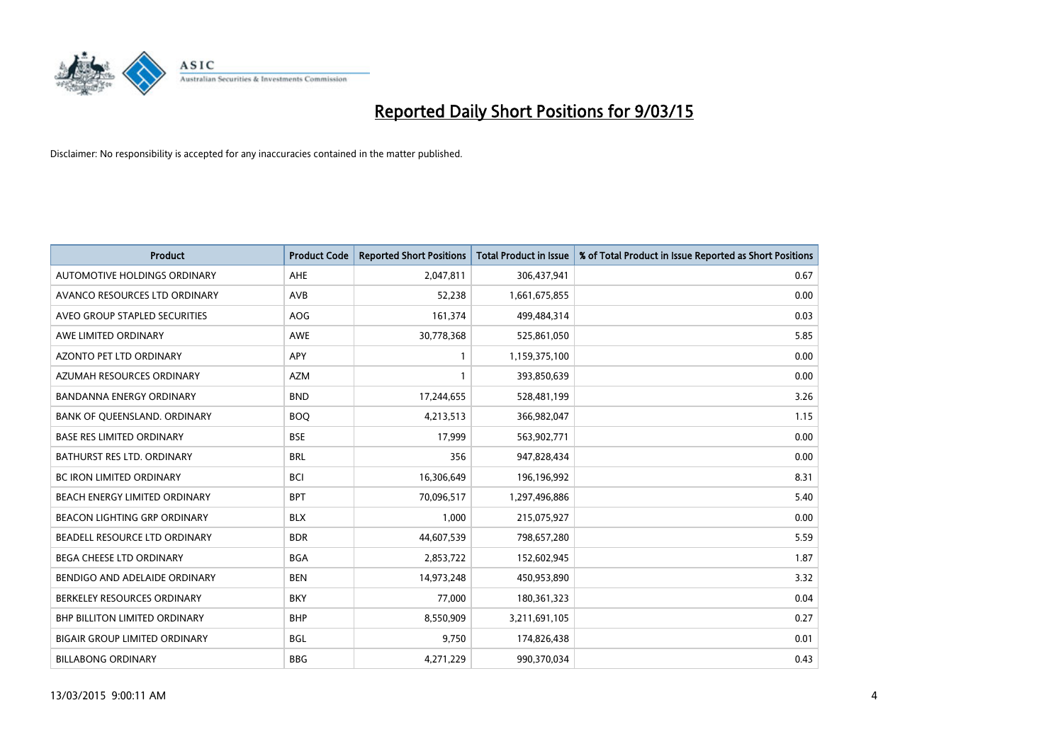# Reported Daily Short Positions for 9/03/15

Disclaimer: No responsibility is accepted for any inaccuracies contained in the matter published.

| Product | Product Code | Reported Short Positions | Total Product in Issue | % of Total Product in Issue Reported as Short Positions |
|---|---|---|---|---|
| AUTOMOTIVE HOLDINGS ORDINARY | AHE | 2,047,811 | 306,437,941 | 0.67 |
| AVANCO RESOURCES LTD ORDINARY | AVB | 52,238 | 1,661,675,855 | 0.00 |
| AVEO GROUP STAPLED SECURITIES | AOG | 161,374 | 499,484,314 | 0.03 |
| AWE LIMITED ORDINARY | AWE | 30,778,368 | 525,861,050 | 5.85 |
| AZONTO PET LTD ORDINARY | APY | 1 | 1,159,375,100 | 0.00 |
| AZUMAH RESOURCES ORDINARY | AZM | 1 | 393,850,639 | 0.00 |
| BANDANNA ENERGY ORDINARY | BND | 17,244,655 | 528,481,199 | 3.26 |
| BANK OF QUEENSLAND. ORDINARY | BOQ | 4,213,513 | 366,982,047 | 1.15 |
| BASE RES LIMITED ORDINARY | BSE | 17,999 | 563,902,771 | 0.00 |
| BATHURST RES LTD. ORDINARY | BRL | 356 | 947,828,434 | 0.00 |
| BC IRON LIMITED ORDINARY | BCI | 16,306,649 | 196,196,992 | 8.31 |
| BEACH ENERGY LIMITED ORDINARY | BPT | 70,096,517 | 1,297,496,886 | 5.40 |
| BEACON LIGHTING GRP ORDINARY | BLX | 1,000 | 215,075,927 | 0.00 |
| BEADELL RESOURCE LTD ORDINARY | BDR | 44,607,539 | 798,657,280 | 5.59 |
| BEGA CHEESE LTD ORDINARY | BGA | 2,853,722 | 152,602,945 | 1.87 |
| BENDIGO AND ADELAIDE ORDINARY | BEN | 14,973,248 | 450,953,890 | 3.32 |
| BERKELEY RESOURCES ORDINARY | BKY | 77,000 | 180,361,323 | 0.04 |
| BHP BILLITON LIMITED ORDINARY | BHP | 8,550,909 | 3,211,691,105 | 0.27 |
| BIGAIR GROUP LIMITED ORDINARY | BGL | 9,750 | 174,826,438 | 0.01 |
| BILLABONG ORDINARY | BBG | 4,271,229 | 990,370,034 | 0.43 |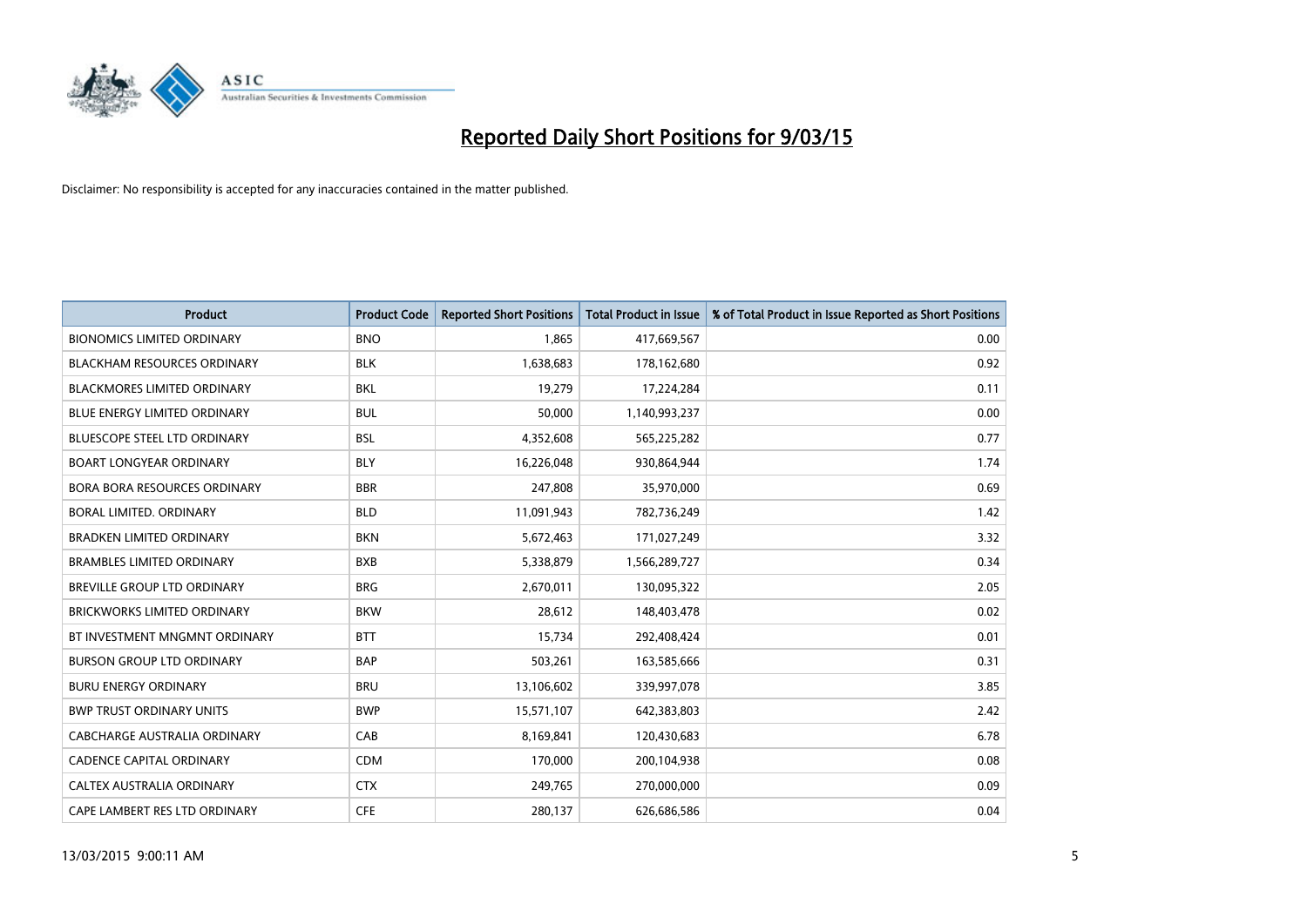# Reported Daily Short Positions for 9/03/15

Disclaimer: No responsibility is accepted for any inaccuracies contained in the matter published.

| Product | Product Code | Reported Short Positions | Total Product in Issue | % of Total Product in Issue Reported as Short Positions |
|---|---|---|---|---|
| BIONOMICS LIMITED ORDINARY | BNO | 1,865 | 417,669,567 | 0.00 |
| BLACKHAM RESOURCES ORDINARY | BLK | 1,638,683 | 178,162,680 | 0.92 |
| BLACKMORES LIMITED ORDINARY | BKL | 19,279 | 17,224,284 | 0.11 |
| BLUE ENERGY LIMITED ORDINARY | BUL | 50,000 | 1,140,993,237 | 0.00 |
| BLUESCOPE STEEL LTD ORDINARY | BSL | 4,352,608 | 565,225,282 | 0.77 |
| BOART LONGYEAR ORDINARY | BLY | 16,226,048 | 930,864,944 | 1.74 |
| BORA BORA RESOURCES ORDINARY | BBR | 247,808 | 35,970,000 | 0.69 |
| BORAL LIMITED. ORDINARY | BLD | 11,091,943 | 782,736,249 | 1.42 |
| BRADKEN LIMITED ORDINARY | BKN | 5,672,463 | 171,027,249 | 3.32 |
| BRAMBLES LIMITED ORDINARY | BXB | 5,338,879 | 1,566,289,727 | 0.34 |
| BREVILLE GROUP LTD ORDINARY | BRG | 2,670,011 | 130,095,322 | 2.05 |
| BRICKWORKS LIMITED ORDINARY | BKW | 28,612 | 148,403,478 | 0.02 |
| BT INVESTMENT MNGMNT ORDINARY | BTT | 15,734 | 292,408,424 | 0.01 |
| BURSON GROUP LTD ORDINARY | BAP | 503,261 | 163,585,666 | 0.31 |
| BURU ENERGY ORDINARY | BRU | 13,106,602 | 339,997,078 | 3.85 |
| BWP TRUST ORDINARY UNITS | BWP | 15,571,107 | 642,383,803 | 2.42 |
| CABCHARGE AUSTRALIA ORDINARY | CAB | 8,169,841 | 120,430,683 | 6.78 |
| CADENCE CAPITAL ORDINARY | CDM | 170,000 | 200,104,938 | 0.08 |
| CALTEX AUSTRALIA ORDINARY | CTX | 249,765 | 270,000,000 | 0.09 |
| CAPE LAMBERT RES LTD ORDINARY | CFE | 280,137 | 626,686,586 | 0.04 |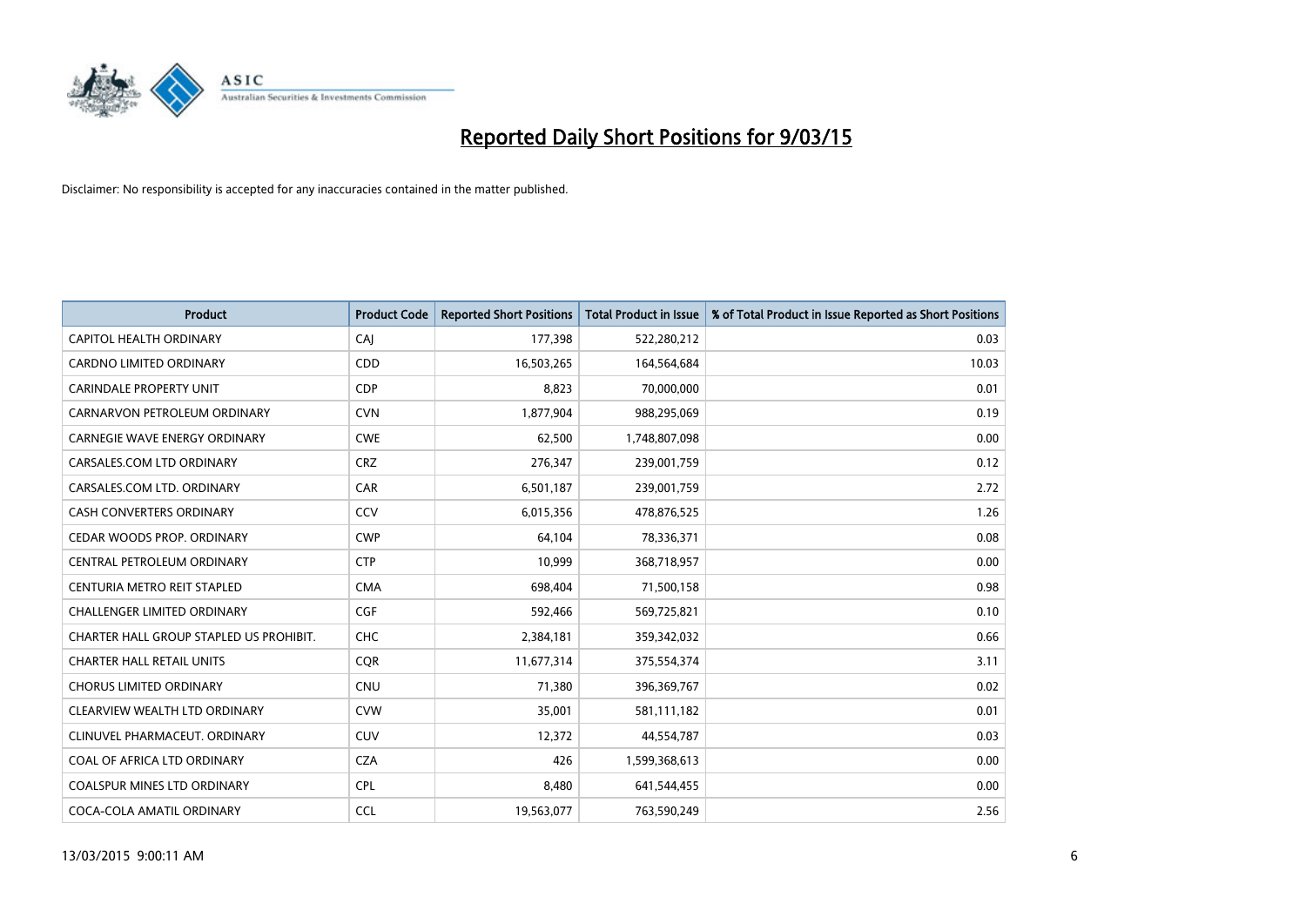# Reported Daily Short Positions for 9/03/15

Disclaimer: No responsibility is accepted for any inaccuracies contained in the matter published.

| Product | Product Code | Reported Short Positions | Total Product in Issue | % of Total Product in Issue Reported as Short Positions |
|---|---|---|---|---|
| CAPITOL HEALTH ORDINARY | CAJ | 177,398 | 522,280,212 | 0.03 |
| CARDNO LIMITED ORDINARY | CDD | 16,503,265 | 164,564,684 | 10.03 |
| CARINDALE PROPERTY UNIT | CDP | 8,823 | 70,000,000 | 0.01 |
| CARNARVON PETROLEUM ORDINARY | CVN | 1,877,904 | 988,295,069 | 0.19 |
| CARNEGIE WAVE ENERGY ORDINARY | CWE | 62,500 | 1,748,807,098 | 0.00 |
| CARSALES.COM LTD ORDINARY | CRZ | 276,347 | 239,001,759 | 0.12 |
| CARSALES.COM LTD. ORDINARY | CAR | 6,501,187 | 239,001,759 | 2.72 |
| CASH CONVERTERS ORDINARY | CCV | 6,015,356 | 478,876,525 | 1.26 |
| CEDAR WOODS PROP. ORDINARY | CWP | 64,104 | 78,336,371 | 0.08 |
| CENTRAL PETROLEUM ORDINARY | CTP | 10,999 | 368,718,957 | 0.00 |
| CENTURIA METRO REIT STAPLED | CMA | 698,404 | 71,500,158 | 0.98 |
| CHALLENGER LIMITED ORDINARY | CGF | 592,466 | 569,725,821 | 0.10 |
| CHARTER HALL GROUP STAPLED US PROHIBIT. | CHC | 2,384,181 | 359,342,032 | 0.66 |
| CHARTER HALL RETAIL UNITS | CQR | 11,677,314 | 375,554,374 | 3.11 |
| CHORUS LIMITED ORDINARY | CNU | 71,380 | 396,369,767 | 0.02 |
| CLEARVIEW WEALTH LTD ORDINARY | CVW | 35,001 | 581,111,182 | 0.01 |
| CLINUVEL PHARMACEUT. ORDINARY | CUV | 12,372 | 44,554,787 | 0.03 |
| COAL OF AFRICA LTD ORDINARY | CZA | 426 | 1,599,368,613 | 0.00 |
| COALSPUR MINES LTD ORDINARY | CPL | 8,480 | 641,544,455 | 0.00 |
| COCA-COLA AMATIL ORDINARY | CCL | 19,563,077 | 763,590,249 | 2.56 |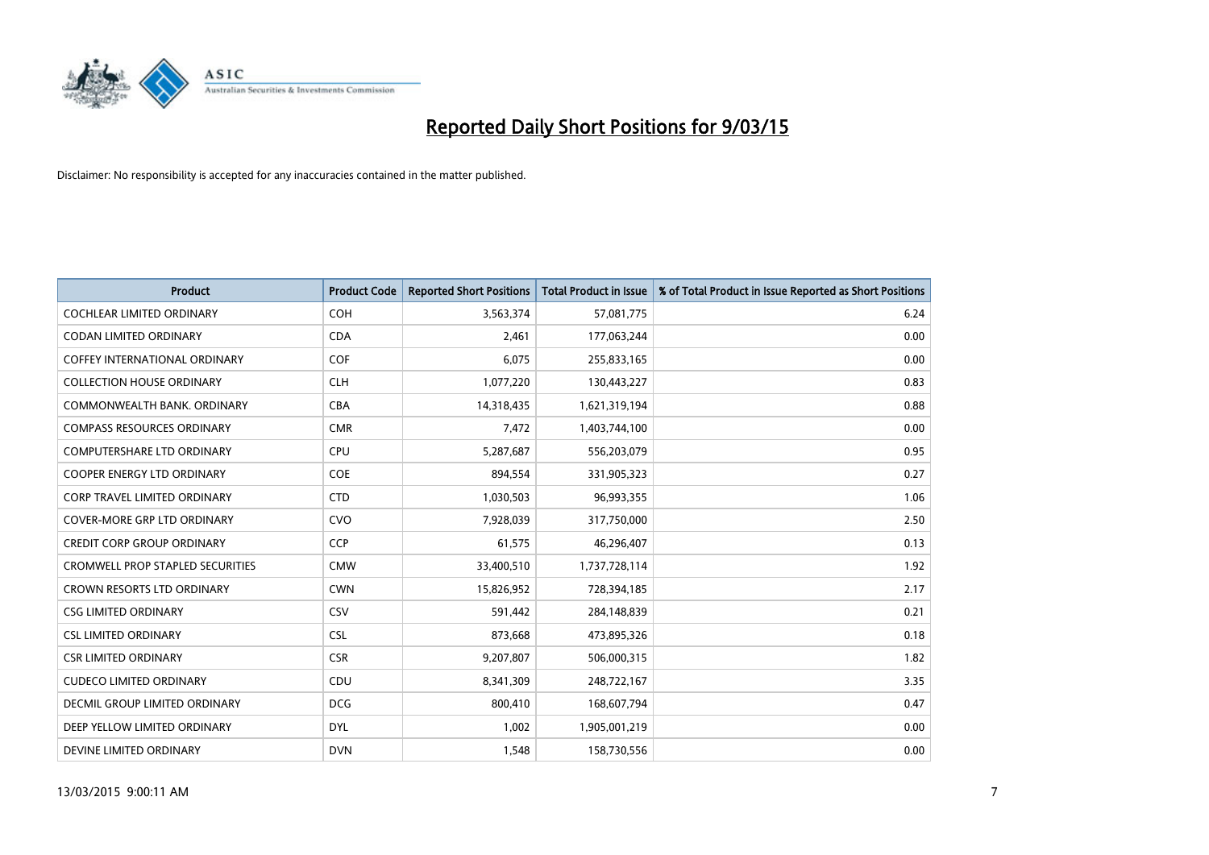# Reported Daily Short Positions for 9/03/15

Disclaimer: No responsibility is accepted for any inaccuracies contained in the matter published.

| Product | Product Code | Reported Short Positions | Total Product in Issue | % of Total Product in Issue Reported as Short Positions |
|---|---|---|---|---|
| COCHLEAR LIMITED ORDINARY | COH | 3,563,374 | 57,081,775 | 6.24 |
| CODAN LIMITED ORDINARY | CDA | 2,461 | 177,063,244 | 0.00 |
| COFFEY INTERNATIONAL ORDINARY | COF | 6,075 | 255,833,165 | 0.00 |
| COLLECTION HOUSE ORDINARY | CLH | 1,077,220 | 130,443,227 | 0.83 |
| COMMONWEALTH BANK. ORDINARY | CBA | 14,318,435 | 1,621,319,194 | 0.88 |
| COMPASS RESOURCES ORDINARY | CMR | 7,472 | 1,403,744,100 | 0.00 |
| COMPUTERSHARE LTD ORDINARY | CPU | 5,287,687 | 556,203,079 | 0.95 |
| COOPER ENERGY LTD ORDINARY | COE | 894,554 | 331,905,323 | 0.27 |
| CORP TRAVEL LIMITED ORDINARY | CTD | 1,030,503 | 96,993,355 | 1.06 |
| COVER-MORE GRP LTD ORDINARY | CVO | 7,928,039 | 317,750,000 | 2.50 |
| CREDIT CORP GROUP ORDINARY | CCP | 61,575 | 46,296,407 | 0.13 |
| CROMWELL PROP STAPLED SECURITIES | CMW | 33,400,510 | 1,737,728,114 | 1.92 |
| CROWN RESORTS LTD ORDINARY | CWN | 15,826,952 | 728,394,185 | 2.17 |
| CSG LIMITED ORDINARY | CSV | 591,442 | 284,148,839 | 0.21 |
| CSL LIMITED ORDINARY | CSL | 873,668 | 473,895,326 | 0.18 |
| CSR LIMITED ORDINARY | CSR | 9,207,807 | 506,000,315 | 1.82 |
| CUDECO LIMITED ORDINARY | CDU | 8,341,309 | 248,722,167 | 3.35 |
| DECMIL GROUP LIMITED ORDINARY | DCG | 800,410 | 168,607,794 | 0.47 |
| DEEP YELLOW LIMITED ORDINARY | DYL | 1,002 | 1,905,001,219 | 0.00 |
| DEVINE LIMITED ORDINARY | DVN | 1,548 | 158,730,556 | 0.00 |

13/03/2015 9:00:11 AM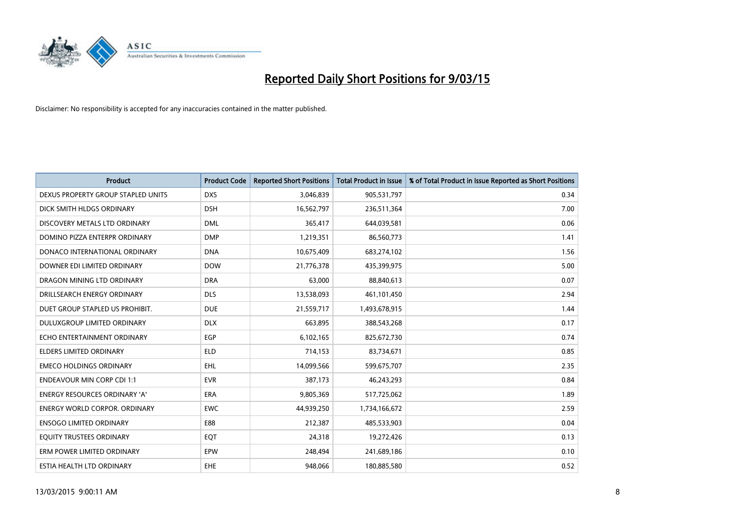# Reported Daily Short Positions for 9/03/15

Disclaimer: No responsibility is accepted for any inaccuracies contained in the matter published.

| Product | Product Code | Reported Short Positions | Total Product in Issue | % of Total Product in Issue Reported as Short Positions |
|---|---|---|---|---|
| DEXUS PROPERTY GROUP STAPLED UNITS | DXS | 3,046,839 | 905,531,797 | 0.34 |
| DICK SMITH HLDGS ORDINARY | DSH | 16,562,797 | 236,511,364 | 7.00 |
| DISCOVERY METALS LTD ORDINARY | DML | 365,417 | 644,039,581 | 0.06 |
| DOMINO PIZZA ENTERPR ORDINARY | DMP | 1,219,351 | 86,560,773 | 1.41 |
| DONACO INTERNATIONAL ORDINARY | DNA | 10,675,409 | 683,274,102 | 1.56 |
| DOWNER EDI LIMITED ORDINARY | DOW | 21,776,378 | 435,399,975 | 5.00 |
| DRAGON MINING LTD ORDINARY | DRA | 63,000 | 88,840,613 | 0.07 |
| DRILLSEARCH ENERGY ORDINARY | DLS | 13,538,093 | 461,101,450 | 2.94 |
| DUET GROUP STAPLED US PROHIBIT. | DUE | 21,559,717 | 1,493,678,915 | 1.44 |
| DULUXGROUP LIMITED ORDINARY | DLX | 663,895 | 388,543,268 | 0.17 |
| ECHO ENTERTAINMENT ORDINARY | EGP | 6,102,165 | 825,672,730 | 0.74 |
| ELDERS LIMITED ORDINARY | ELD | 714,153 | 83,734,671 | 0.85 |
| EMECO HOLDINGS ORDINARY | EHL | 14,099,566 | 599,675,707 | 2.35 |
| ENDEAVOUR MIN CORP CDI 1:1 | EVR | 387,173 | 46,243,293 | 0.84 |
| ENERGY RESOURCES ORDINARY 'A' | ERA | 9,805,369 | 517,725,062 | 1.89 |
| ENERGY WORLD CORPOR. ORDINARY | EWC | 44,939,250 | 1,734,166,672 | 2.59 |
| ENSOGO LIMITED ORDINARY | E88 | 212,387 | 485,533,903 | 0.04 |
| EQUITY TRUSTEES ORDINARY | EQT | 24,318 | 19,272,426 | 0.13 |
| ERM POWER LIMITED ORDINARY | EPW | 248,494 | 241,689,186 | 0.10 |
| ESTIA HEALTH LTD ORDINARY | EHE | 948,066 | 180,885,580 | 0.52 |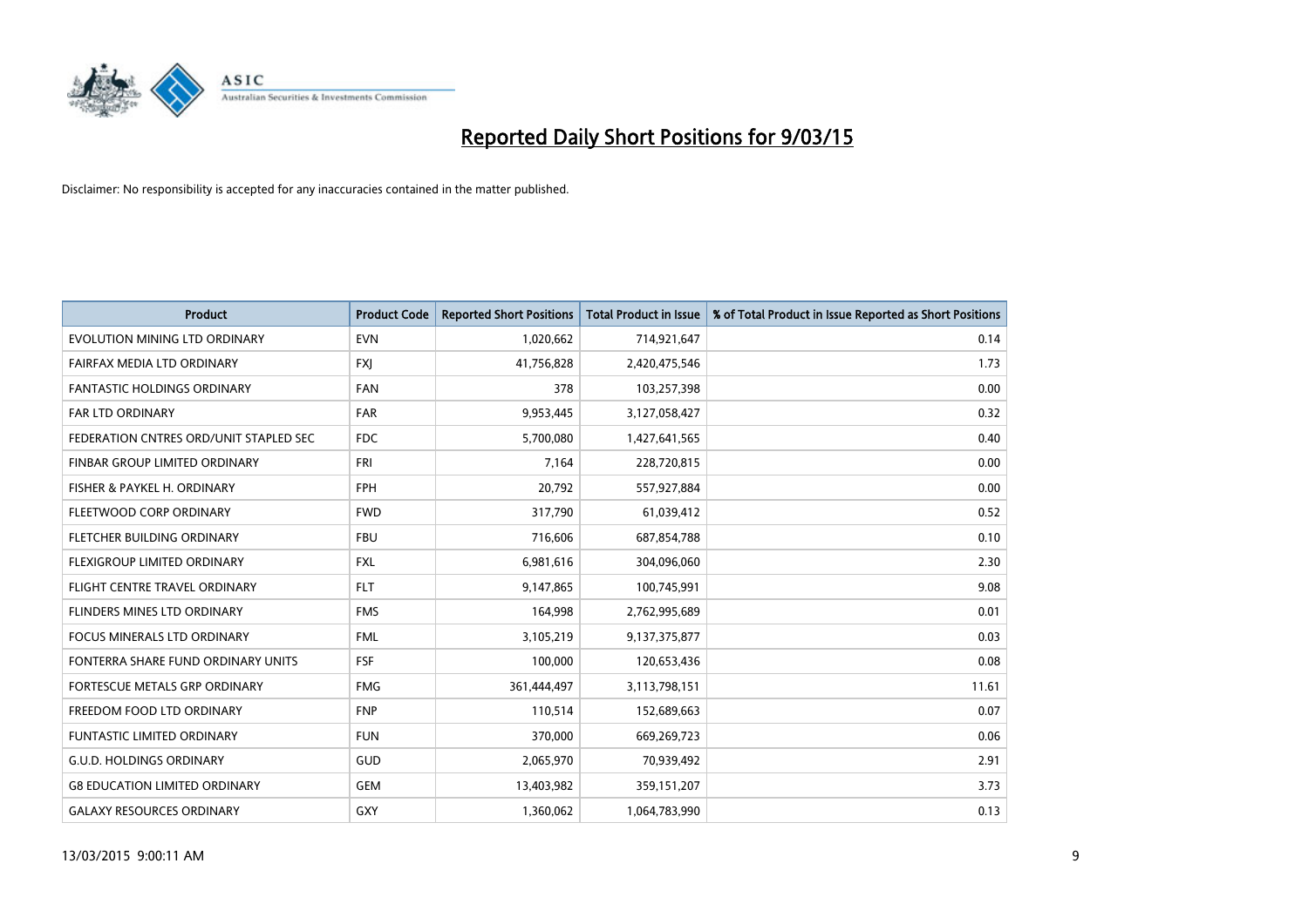# Reported Daily Short Positions for 9/03/15

Disclaimer: No responsibility is accepted for any inaccuracies contained in the matter published.

| Product | Product Code | Reported Short Positions | Total Product in Issue | % of Total Product in Issue Reported as Short Positions |
|---|---|---|---|---|
| EVOLUTION MINING LTD ORDINARY | EVN | 1,020,662 | 714,921,647 | 0.14 |
| FAIRFAX MEDIA LTD ORDINARY | FXJ | 41,756,828 | 2,420,475,546 | 1.73 |
| FANTASTIC HOLDINGS ORDINARY | FAN | 378 | 103,257,398 | 0.00 |
| FAR LTD ORDINARY | FAR | 9,953,445 | 3,127,058,427 | 0.32 |
| FEDERATION CNTRES ORD/UNIT STAPLED SEC | FDC | 5,700,080 | 1,427,641,565 | 0.40 |
| FINBAR GROUP LIMITED ORDINARY | FRI | 7,164 | 228,720,815 | 0.00 |
| FISHER & PAYKEL H. ORDINARY | FPH | 20,792 | 557,927,884 | 0.00 |
| FLEETWOOD CORP ORDINARY | FWD | 317,790 | 61,039,412 | 0.52 |
| FLETCHER BUILDING ORDINARY | FBU | 716,606 | 687,854,788 | 0.10 |
| FLEXIGROUP LIMITED ORDINARY | FXL | 6,981,616 | 304,096,060 | 2.30 |
| FLIGHT CENTRE TRAVEL ORDINARY | FLT | 9,147,865 | 100,745,991 | 9.08 |
| FLINDERS MINES LTD ORDINARY | FMS | 164,998 | 2,762,995,689 | 0.01 |
| FOCUS MINERALS LTD ORDINARY | FML | 3,105,219 | 9,137,375,877 | 0.03 |
| FONTERRA SHARE FUND ORDINARY UNITS | FSF | 100,000 | 120,653,436 | 0.08 |
| FORTESCUE METALS GRP ORDINARY | FMG | 361,444,497 | 3,113,798,151 | 11.61 |
| FREEDOM FOOD LTD ORDINARY | FNP | 110,514 | 152,689,663 | 0.07 |
| FUNTASTIC LIMITED ORDINARY | FUN | 370,000 | 669,269,723 | 0.06 |
| G.U.D. HOLDINGS ORDINARY | GUD | 2,065,970 | 70,939,492 | 2.91 |
| G8 EDUCATION LIMITED ORDINARY | GEM | 13,403,982 | 359,151,207 | 3.73 |
| GALAXY RESOURCES ORDINARY | GXY | 1,360,062 | 1,064,783,990 | 0.13 |

13/03/2015 9:00:11 AM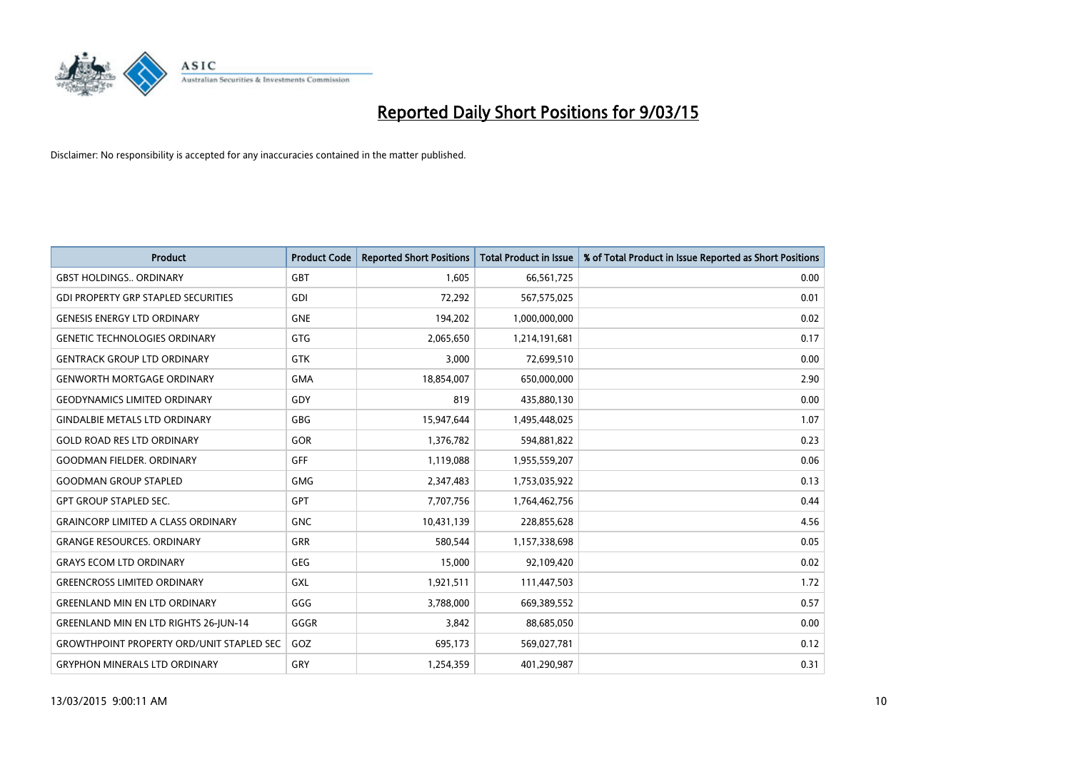# Reported Daily Short Positions for 9/03/15

Disclaimer: No responsibility is accepted for any inaccuracies contained in the matter published.

| Product | Product Code | Reported Short Positions | Total Product in Issue | % of Total Product in Issue Reported as Short Positions |
|---|---|---|---|---|
| GBST HOLDINGS.. ORDINARY | GBT | 1,605 | 66,561,725 | 0.00 |
| GDI PROPERTY GRP STAPLED SECURITIES | GDI | 72,292 | 567,575,025 | 0.01 |
| GENESIS ENERGY LTD ORDINARY | GNE | 194,202 | 1,000,000,000 | 0.02 |
| GENETIC TECHNOLOGIES ORDINARY | GTG | 2,065,650 | 1,214,191,681 | 0.17 |
| GENTRACK GROUP LTD ORDINARY | GTK | 3,000 | 72,699,510 | 0.00 |
| GENWORTH MORTGAGE ORDINARY | GMA | 18,854,007 | 650,000,000 | 2.90 |
| GEODYNAMICS LIMITED ORDINARY | GDY | 819 | 435,880,130 | 0.00 |
| GINDALBIE METALS LTD ORDINARY | GBG | 15,947,644 | 1,495,448,025 | 1.07 |
| GOLD ROAD RES LTD ORDINARY | GOR | 1,376,782 | 594,881,822 | 0.23 |
| GOODMAN FIELDER. ORDINARY | GFF | 1,119,088 | 1,955,559,207 | 0.06 |
| GOODMAN GROUP STAPLED | GMG | 2,347,483 | 1,753,035,922 | 0.13 |
| GPT GROUP STAPLED SEC. | GPT | 7,707,756 | 1,764,462,756 | 0.44 |
| GRAINCORP LIMITED A CLASS ORDINARY | GNC | 10,431,139 | 228,855,628 | 4.56 |
| GRANGE RESOURCES. ORDINARY | GRR | 580,544 | 1,157,338,698 | 0.05 |
| GRAYS ECOM LTD ORDINARY | GEG | 15,000 | 92,109,420 | 0.02 |
| GREENCROSS LIMITED ORDINARY | GXL | 1,921,511 | 111,447,503 | 1.72 |
| GREENLAND MIN EN LTD ORDINARY | GGG | 3,788,000 | 669,389,552 | 0.57 |
| GREENLAND MIN EN LTD RIGHTS 26-JUN-14 | GGGR | 3,842 | 88,685,050 | 0.00 |
| GROWTHPOINT PROPERTY ORD/UNIT STAPLED SEC | GOZ | 695,173 | 569,027,781 | 0.12 |
| GRYPHON MINERALS LTD ORDINARY | GRY | 1,254,359 | 401,290,987 | 0.31 |

13/03/2015 9:00:11 AM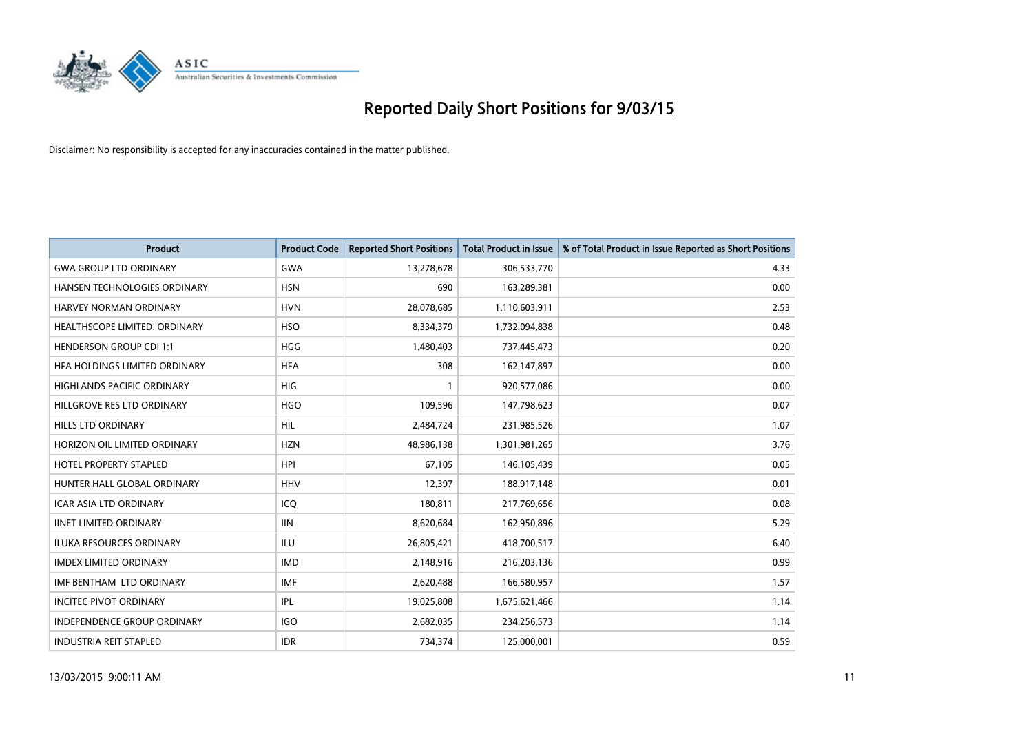# Reported Daily Short Positions for 9/03/15

Disclaimer: No responsibility is accepted for any inaccuracies contained in the matter published.

| Product | Product Code | Reported Short Positions | Total Product in Issue | % of Total Product in Issue Reported as Short Positions |
|---|---|---|---|---|
| GWA GROUP LTD ORDINARY | GWA | 13,278,678 | 306,533,770 | 4.33 |
| HANSEN TECHNOLOGIES ORDINARY | HSN | 690 | 163,289,381 | 0.00 |
| HARVEY NORMAN ORDINARY | HVN | 28,078,685 | 1,110,603,911 | 2.53 |
| HEALTHSCOPE LIMITED. ORDINARY | HSO | 8,334,379 | 1,732,094,838 | 0.48 |
| HENDERSON GROUP CDI 1:1 | HGG | 1,480,403 | 737,445,473 | 0.20 |
| HFA HOLDINGS LIMITED ORDINARY | HFA | 308 | 162,147,897 | 0.00 |
| HIGHLANDS PACIFIC ORDINARY | HIG | 1 | 920,577,086 | 0.00 |
| HILLGROVE RES LTD ORDINARY | HGO | 109,596 | 147,798,623 | 0.07 |
| HILLS LTD ORDINARY | HIL | 2,484,724 | 231,985,526 | 1.07 |
| HORIZON OIL LIMITED ORDINARY | HZN | 48,986,138 | 1,301,981,265 | 3.76 |
| HOTEL PROPERTY STAPLED | HPI | 67,105 | 146,105,439 | 0.05 |
| HUNTER HALL GLOBAL ORDINARY | HHV | 12,397 | 188,917,148 | 0.01 |
| ICAR ASIA LTD ORDINARY | ICQ | 180,811 | 217,769,656 | 0.08 |
| IINET LIMITED ORDINARY | IIN | 8,620,684 | 162,950,896 | 5.29 |
| ILUKA RESOURCES ORDINARY | ILU | 26,805,421 | 418,700,517 | 6.40 |
| IMDEX LIMITED ORDINARY | IMD | 2,148,916 | 216,203,136 | 0.99 |
| IMF BENTHAM LTD ORDINARY | IMF | 2,620,488 | 166,580,957 | 1.57 |
| INCITEC PIVOT ORDINARY | IPL | 19,025,808 | 1,675,621,466 | 1.14 |
| INDEPENDENCE GROUP ORDINARY | IGO | 2,682,035 | 234,256,573 | 1.14 |
| INDUSTRIA REIT STAPLED | IDR | 734,374 | 125,000,001 | 0.59 |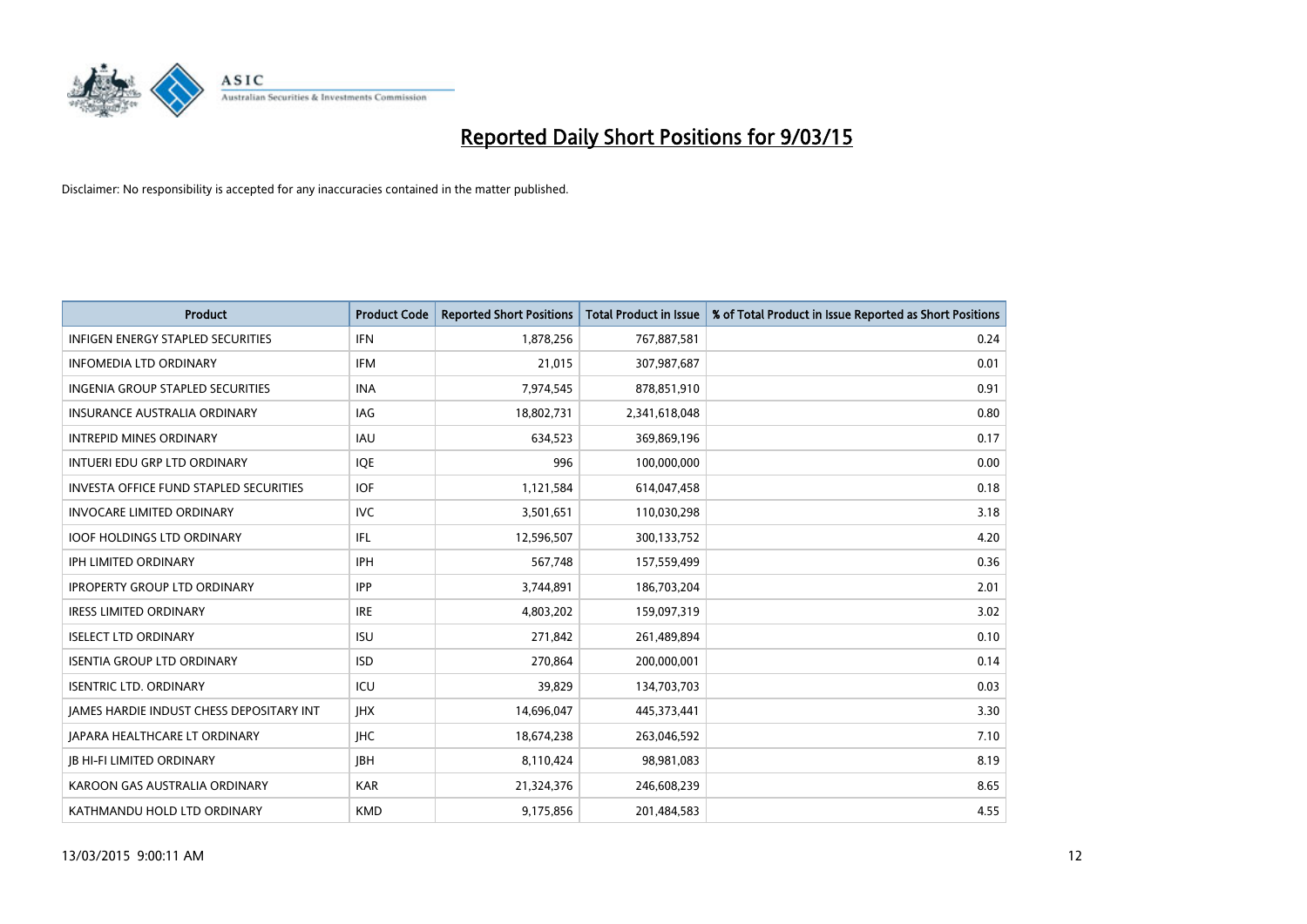# Reported Daily Short Positions for 9/03/15

Disclaimer: No responsibility is accepted for any inaccuracies contained in the matter published.

| Product | Product Code | Reported Short Positions | Total Product in Issue | % of Total Product in Issue Reported as Short Positions |
|---|---|---|---|---|
| INFIGEN ENERGY STAPLED SECURITIES | IFN | 1,878,256 | 767,887,581 | 0.24 |
| INFOMEDIA LTD ORDINARY | IFM | 21,015 | 307,987,687 | 0.01 |
| INGENIA GROUP STAPLED SECURITIES | INA | 7,974,545 | 878,851,910 | 0.91 |
| INSURANCE AUSTRALIA ORDINARY | IAG | 18,802,731 | 2,341,618,048 | 0.80 |
| INTREPID MINES ORDINARY | IAU | 634,523 | 369,869,196 | 0.17 |
| INTUERI EDU GRP LTD ORDINARY | IQE | 996 | 100,000,000 | 0.00 |
| INVESTA OFFICE FUND STAPLED SECURITIES | IOF | 1,121,584 | 614,047,458 | 0.18 |
| INVOCARE LIMITED ORDINARY | IVC | 3,501,651 | 110,030,298 | 3.18 |
| IOOF HOLDINGS LTD ORDINARY | IFL | 12,596,507 | 300,133,752 | 4.20 |
| IPH LIMITED ORDINARY | IPH | 567,748 | 157,559,499 | 0.36 |
| IPROPERTY GROUP LTD ORDINARY | IPP | 3,744,891 | 186,703,204 | 2.01 |
| IRESS LIMITED ORDINARY | IRE | 4,803,202 | 159,097,319 | 3.02 |
| ISELECT LTD ORDINARY | ISU | 271,842 | 261,489,894 | 0.10 |
| ISENTIA GROUP LTD ORDINARY | ISD | 270,864 | 200,000,001 | 0.14 |
| ISENTRIC LTD. ORDINARY | ICU | 39,829 | 134,703,703 | 0.03 |
| JAMES HARDIE INDUST CHESS DEPOSITARY INT | JHX | 14,696,047 | 445,373,441 | 3.30 |
| JAPARA HEALTHCARE LT ORDINARY | JHC | 18,674,238 | 263,046,592 | 7.10 |
| JB HI-FI LIMITED ORDINARY | JBH | 8,110,424 | 98,981,083 | 8.19 |
| KAROON GAS AUSTRALIA ORDINARY | KAR | 21,324,376 | 246,608,239 | 8.65 |
| KATHMANDU HOLD LTD ORDINARY | KMD | 9,175,856 | 201,484,583 | 4.55 |

13/03/2015 9:00:11 AM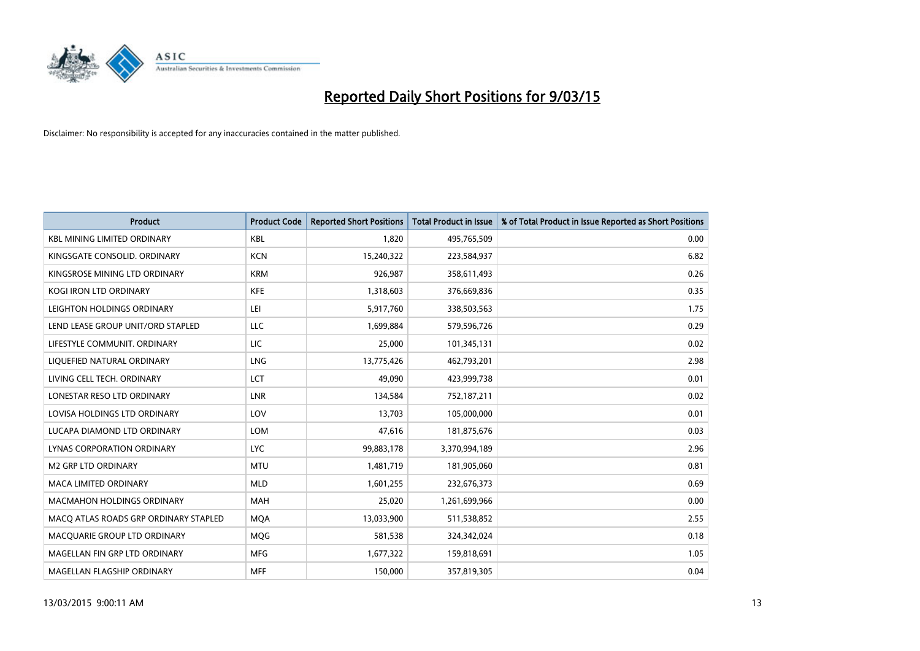# Reported Daily Short Positions for 9/03/15

Disclaimer: No responsibility is accepted for any inaccuracies contained in the matter published.

| Product | Product Code | Reported Short Positions | Total Product in Issue | % of Total Product in Issue Reported as Short Positions |
|---|---|---|---|---|
| KBL MINING LIMITED ORDINARY | KBL | 1,820 | 495,765,509 | 0.00 |
| KINGSGATE CONSOLID. ORDINARY | KCN | 15,240,322 | 223,584,937 | 6.82 |
| KINGSROSE MINING LTD ORDINARY | KRM | 926,987 | 358,611,493 | 0.26 |
| KOGI IRON LTD ORDINARY | KFE | 1,318,603 | 376,669,836 | 0.35 |
| LEIGHTON HOLDINGS ORDINARY | LEI | 5,917,760 | 338,503,563 | 1.75 |
| LEND LEASE GROUP UNIT/ORD STAPLED | LLC | 1,699,884 | 579,596,726 | 0.29 |
| LIFESTYLE COMMUNIT. ORDINARY | LIC | 25,000 | 101,345,131 | 0.02 |
| LIQUEFIED NATURAL ORDINARY | LNG | 13,775,426 | 462,793,201 | 2.98 |
| LIVING CELL TECH. ORDINARY | LCT | 49,090 | 423,999,738 | 0.01 |
| LONESTAR RESO LTD ORDINARY | LNR | 134,584 | 752,187,211 | 0.02 |
| LOVISA HOLDINGS LTD ORDINARY | LOV | 13,703 | 105,000,000 | 0.01 |
| LUCAPA DIAMOND LTD ORDINARY | LOM | 47,616 | 181,875,676 | 0.03 |
| LYNAS CORPORATION ORDINARY | LYC | 99,883,178 | 3,370,994,189 | 2.96 |
| M2 GRP LTD ORDINARY | MTU | 1,481,719 | 181,905,060 | 0.81 |
| MACA LIMITED ORDINARY | MLD | 1,601,255 | 232,676,373 | 0.69 |
| MACMAHON HOLDINGS ORDINARY | MAH | 25,020 | 1,261,699,966 | 0.00 |
| MACQ ATLAS ROADS GRP ORDINARY STAPLED | MQA | 13,033,900 | 511,538,852 | 2.55 |
| MACQUARIE GROUP LTD ORDINARY | MQG | 581,538 | 324,342,024 | 0.18 |
| MAGELLAN FIN GRP LTD ORDINARY | MFG | 1,677,322 | 159,818,691 | 1.05 |
| MAGELLAN FLAGSHIP ORDINARY | MFF | 150,000 | 357,819,305 | 0.04 |

13/03/2015 9:00:11 AM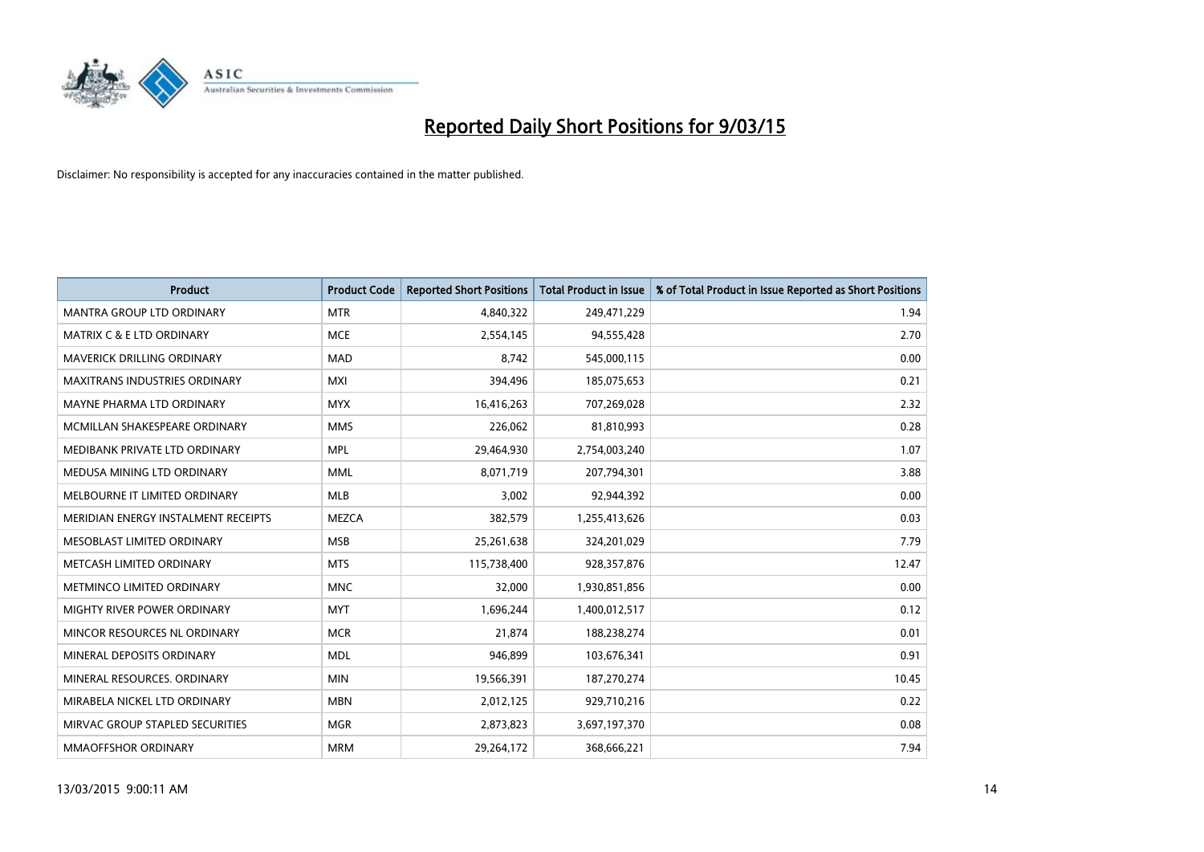# Reported Daily Short Positions for 9/03/15

Disclaimer: No responsibility is accepted for any inaccuracies contained in the matter published.

| Product | Product Code | Reported Short Positions | Total Product in Issue | % of Total Product in Issue Reported as Short Positions |
|---|---|---|---|---|
| MANTRA GROUP LTD ORDINARY | MTR | 4,840,322 | 249,471,229 | 1.94 |
| MATRIX C & E LTD ORDINARY | MCE | 2,554,145 | 94,555,428 | 2.70 |
| MAVERICK DRILLING ORDINARY | MAD | 8,742 | 545,000,115 | 0.00 |
| MAXITRANS INDUSTRIES ORDINARY | MXI | 394,496 | 185,075,653 | 0.21 |
| MAYNE PHARMA LTD ORDINARY | MYX | 16,416,263 | 707,269,028 | 2.32 |
| MCMILLAN SHAKESPEARE ORDINARY | MMS | 226,062 | 81,810,993 | 0.28 |
| MEDIBANK PRIVATE LTD ORDINARY | MPL | 29,464,930 | 2,754,003,240 | 1.07 |
| MEDUSA MINING LTD ORDINARY | MML | 8,071,719 | 207,794,301 | 3.88 |
| MELBOURNE IT LIMITED ORDINARY | MLB | 3,002 | 92,944,392 | 0.00 |
| MERIDIAN ENERGY INSTALMENT RECEIPTS | MEZCA | 382,579 | 1,255,413,626 | 0.03 |
| MESOBLAST LIMITED ORDINARY | MSB | 25,261,638 | 324,201,029 | 7.79 |
| METCASH LIMITED ORDINARY | MTS | 115,738,400 | 928,357,876 | 12.47 |
| METMINCO LIMITED ORDINARY | MNC | 32,000 | 1,930,851,856 | 0.00 |
| MIGHTY RIVER POWER ORDINARY | MYT | 1,696,244 | 1,400,012,517 | 0.12 |
| MINCOR RESOURCES NL ORDINARY | MCR | 21,874 | 188,238,274 | 0.01 |
| MINERAL DEPOSITS ORDINARY | MDL | 946,899 | 103,676,341 | 0.91 |
| MINERAL RESOURCES. ORDINARY | MIN | 19,566,391 | 187,270,274 | 10.45 |
| MIRABELA NICKEL LTD ORDINARY | MBN | 2,012,125 | 929,710,216 | 0.22 |
| MIRVAC GROUP STAPLED SECURITIES | MGR | 2,873,823 | 3,697,197,370 | 0.08 |
| MMAOFFSHOR ORDINARY | MRM | 29,264,172 | 368,666,221 | 7.94 |

13/03/2015 9:00:11 AM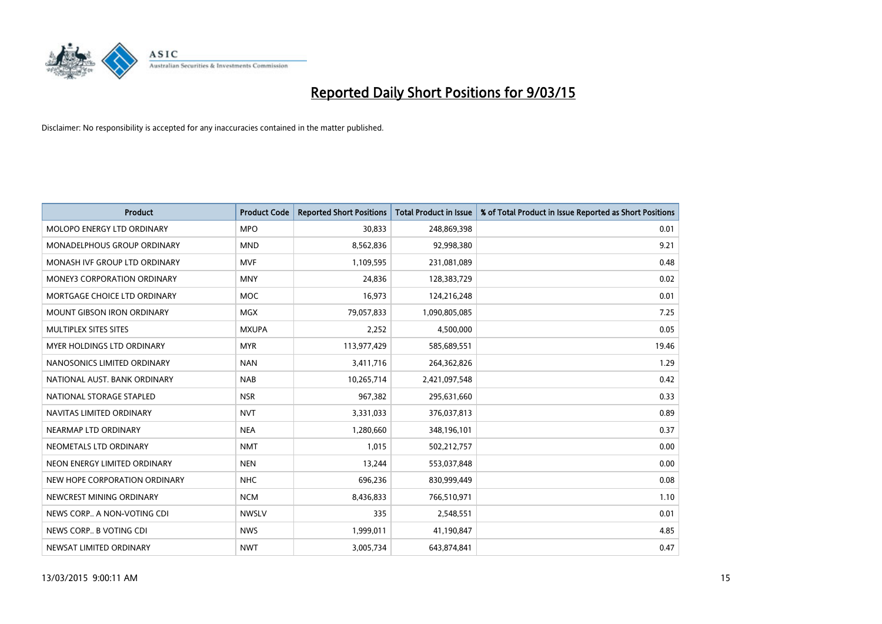# Reported Daily Short Positions for 9/03/15

Disclaimer: No responsibility is accepted for any inaccuracies contained in the matter published.

| Product | Product Code | Reported Short Positions | Total Product in Issue | % of Total Product in Issue Reported as Short Positions |
|---|---|---|---|---|
| MOLOPO ENERGY LTD ORDINARY | MPO | 30,833 | 248,869,398 | 0.01 |
| MONADELPHOUS GROUP ORDINARY | MND | 8,562,836 | 92,998,380 | 9.21 |
| MONASH IVF GROUP LTD ORDINARY | MVF | 1,109,595 | 231,081,089 | 0.48 |
| MONEY3 CORPORATION ORDINARY | MNY | 24,836 | 128,383,729 | 0.02 |
| MORTGAGE CHOICE LTD ORDINARY | MOC | 16,973 | 124,216,248 | 0.01 |
| MOUNT GIBSON IRON ORDINARY | MGX | 79,057,833 | 1,090,805,085 | 7.25 |
| MULTIPLEX SITES SITES | MXUPA | 2,252 | 4,500,000 | 0.05 |
| MYER HOLDINGS LTD ORDINARY | MYR | 113,977,429 | 585,689,551 | 19.46 |
| NANOSONICS LIMITED ORDINARY | NAN | 3,411,716 | 264,362,826 | 1.29 |
| NATIONAL AUST. BANK ORDINARY | NAB | 10,265,714 | 2,421,097,548 | 0.42 |
| NATIONAL STORAGE STAPLED | NSR | 967,382 | 295,631,660 | 0.33 |
| NAVITAS LIMITED ORDINARY | NVT | 3,331,033 | 376,037,813 | 0.89 |
| NEARMAP LTD ORDINARY | NEA | 1,280,660 | 348,196,101 | 0.37 |
| NEOMETALS LTD ORDINARY | NMT | 1,015 | 502,212,757 | 0.00 |
| NEON ENERGY LIMITED ORDINARY | NEN | 13,244 | 553,037,848 | 0.00 |
| NEW HOPE CORPORATION ORDINARY | NHC | 696,236 | 830,999,449 | 0.08 |
| NEWCREST MINING ORDINARY | NCM | 8,436,833 | 766,510,971 | 1.10 |
| NEWS CORP.. A NON-VOTING CDI | NWSLV | 335 | 2,548,551 | 0.01 |
| NEWS CORP.. B VOTING CDI | NWS | 1,999,011 | 41,190,847 | 4.85 |
| NEWSAT LIMITED ORDINARY | NWT | 3,005,734 | 643,874,841 | 0.47 |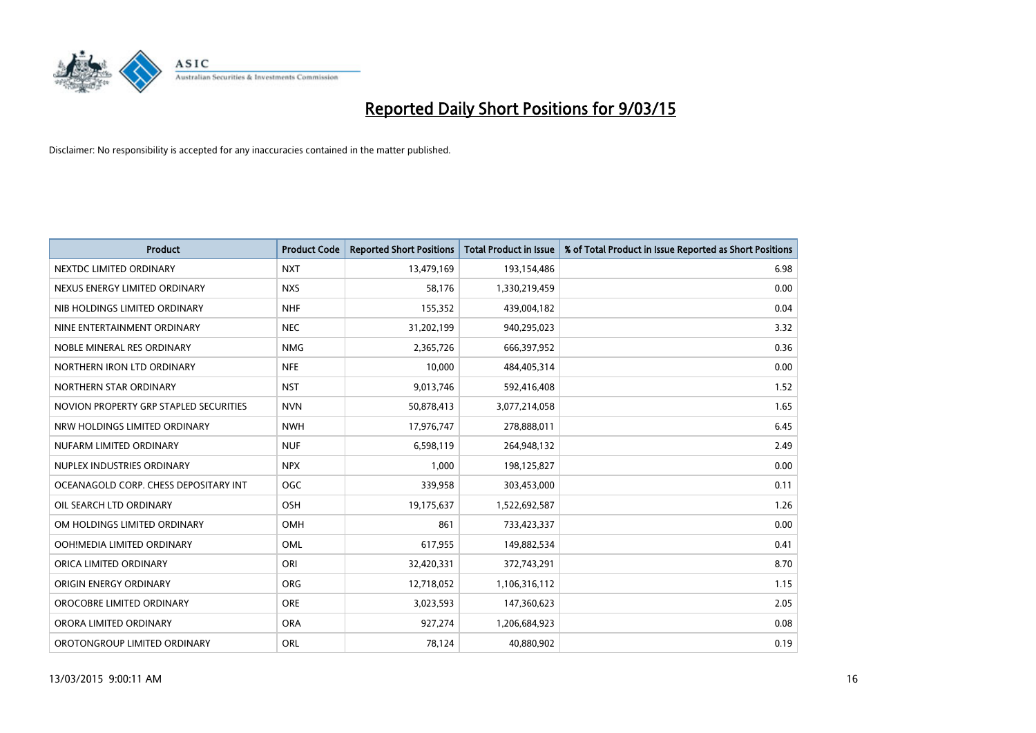# Reported Daily Short Positions for 9/03/15

Disclaimer: No responsibility is accepted for any inaccuracies contained in the matter published.

| Product | Product Code | Reported Short Positions | Total Product in Issue | % of Total Product in Issue Reported as Short Positions |
|---|---|---|---|---|
| NEXTDC LIMITED ORDINARY | NXT | 13,479,169 | 193,154,486 | 6.98 |
| NEXUS ENERGY LIMITED ORDINARY | NXS | 58,176 | 1,330,219,459 | 0.00 |
| NIB HOLDINGS LIMITED ORDINARY | NHF | 155,352 | 439,004,182 | 0.04 |
| NINE ENTERTAINMENT ORDINARY | NEC | 31,202,199 | 940,295,023 | 3.32 |
| NOBLE MINERAL RES ORDINARY | NMG | 2,365,726 | 666,397,952 | 0.36 |
| NORTHERN IRON LTD ORDINARY | NFE | 10,000 | 484,405,314 | 0.00 |
| NORTHERN STAR ORDINARY | NST | 9,013,746 | 592,416,408 | 1.52 |
| NOVION PROPERTY GRP STAPLED SECURITIES | NVN | 50,878,413 | 3,077,214,058 | 1.65 |
| NRW HOLDINGS LIMITED ORDINARY | NWH | 17,976,747 | 278,888,011 | 6.45 |
| NUFARM LIMITED ORDINARY | NUF | 6,598,119 | 264,948,132 | 2.49 |
| NUPLEX INDUSTRIES ORDINARY | NPX | 1,000 | 198,125,827 | 0.00 |
| OCEANAGOLD CORP. CHESS DEPOSITARY INT | OGC | 339,958 | 303,453,000 | 0.11 |
| OIL SEARCH LTD ORDINARY | OSH | 19,175,637 | 1,522,692,587 | 1.26 |
| OM HOLDINGS LIMITED ORDINARY | OMH | 861 | 733,423,337 | 0.00 |
| OOH!MEDIA LIMITED ORDINARY | OML | 617,955 | 149,882,534 | 0.41 |
| ORICA LIMITED ORDINARY | ORI | 32,420,331 | 372,743,291 | 8.70 |
| ORIGIN ENERGY ORDINARY | ORG | 12,718,052 | 1,106,316,112 | 1.15 |
| OROCOBRE LIMITED ORDINARY | ORE | 3,023,593 | 147,360,623 | 2.05 |
| ORORA LIMITED ORDINARY | ORA | 927,274 | 1,206,684,923 | 0.08 |
| OROTONGROUP LIMITED ORDINARY | ORL | 78,124 | 40,880,902 | 0.19 |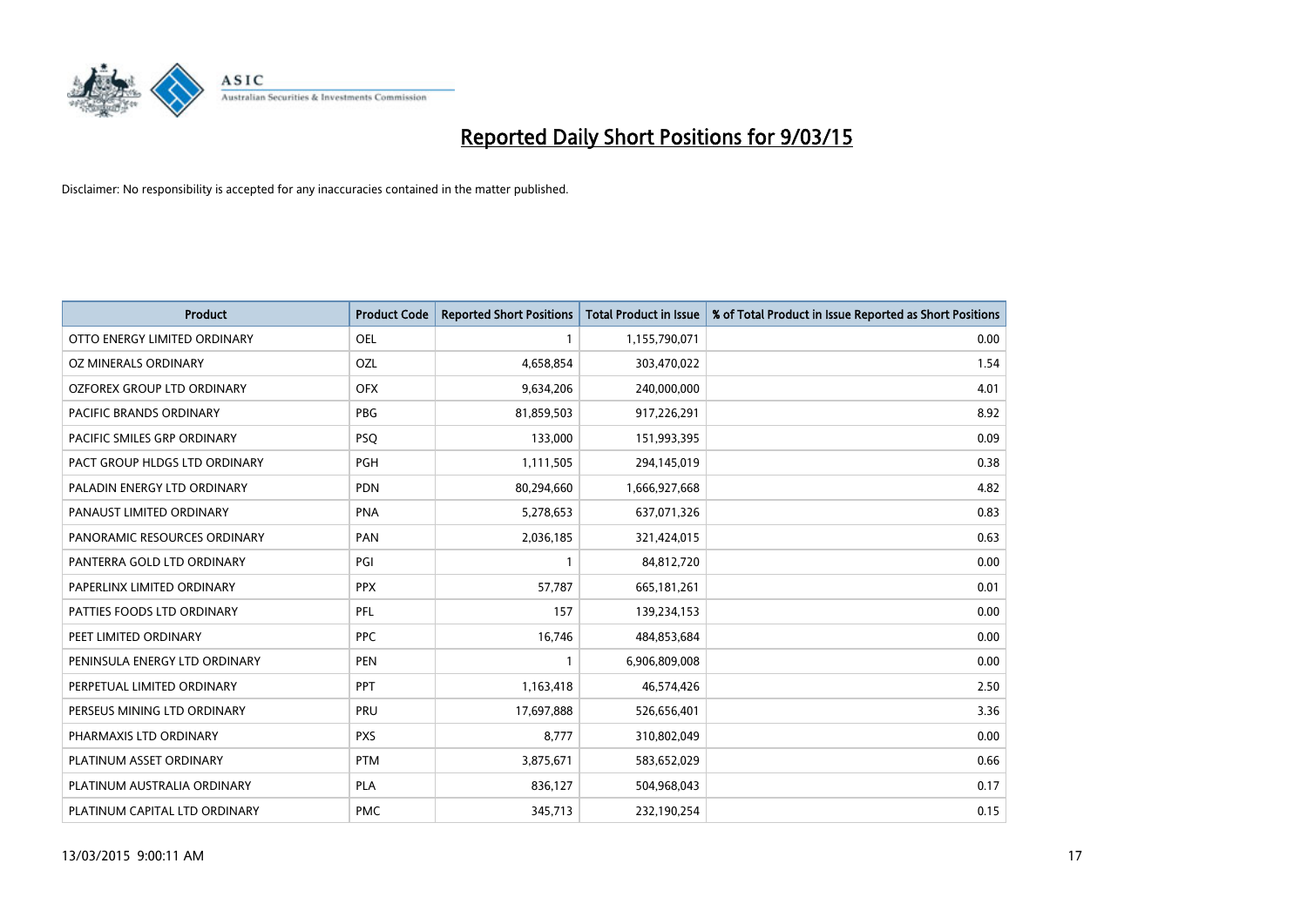# Reported Daily Short Positions for 9/03/15

Disclaimer: No responsibility is accepted for any inaccuracies contained in the matter published.

| Product | Product Code | Reported Short Positions | Total Product in Issue | % of Total Product in Issue Reported as Short Positions |
|---|---|---|---|---|
| OTTO ENERGY LIMITED ORDINARY | OEL | 1 | 1,155,790,071 | 0.00 |
| OZ MINERALS ORDINARY | OZL | 4,658,854 | 303,470,022 | 1.54 |
| OZFOREX GROUP LTD ORDINARY | OFX | 9,634,206 | 240,000,000 | 4.01 |
| PACIFIC BRANDS ORDINARY | PBG | 81,859,503 | 917,226,291 | 8.92 |
| PACIFIC SMILES GRP ORDINARY | PSQ | 133,000 | 151,993,395 | 0.09 |
| PACT GROUP HLDGS LTD ORDINARY | PGH | 1,111,505 | 294,145,019 | 0.38 |
| PALADIN ENERGY LTD ORDINARY | PDN | 80,294,660 | 1,666,927,668 | 4.82 |
| PANAUST LIMITED ORDINARY | PNA | 5,278,653 | 637,071,326 | 0.83 |
| PANORAMIC RESOURCES ORDINARY | PAN | 2,036,185 | 321,424,015 | 0.63 |
| PANTERRA GOLD LTD ORDINARY | PGI | 1 | 84,812,720 | 0.00 |
| PAPERLINX LIMITED ORDINARY | PPX | 57,787 | 665,181,261 | 0.01 |
| PATTIES FOODS LTD ORDINARY | PFL | 157 | 139,234,153 | 0.00 |
| PEET LIMITED ORDINARY | PPC | 16,746 | 484,853,684 | 0.00 |
| PENINSULA ENERGY LTD ORDINARY | PEN | 1 | 6,906,809,008 | 0.00 |
| PERPETUAL LIMITED ORDINARY | PPT | 1,163,418 | 46,574,426 | 2.50 |
| PERSEUS MINING LTD ORDINARY | PRU | 17,697,888 | 526,656,401 | 3.36 |
| PHARMAXIS LTD ORDINARY | PXS | 8,777 | 310,802,049 | 0.00 |
| PLATINUM ASSET ORDINARY | PTM | 3,875,671 | 583,652,029 | 0.66 |
| PLATINUM AUSTRALIA ORDINARY | PLA | 836,127 | 504,968,043 | 0.17 |
| PLATINUM CAPITAL LTD ORDINARY | PMC | 345,713 | 232,190,254 | 0.15 |

13/03/2015 9:00:11 AM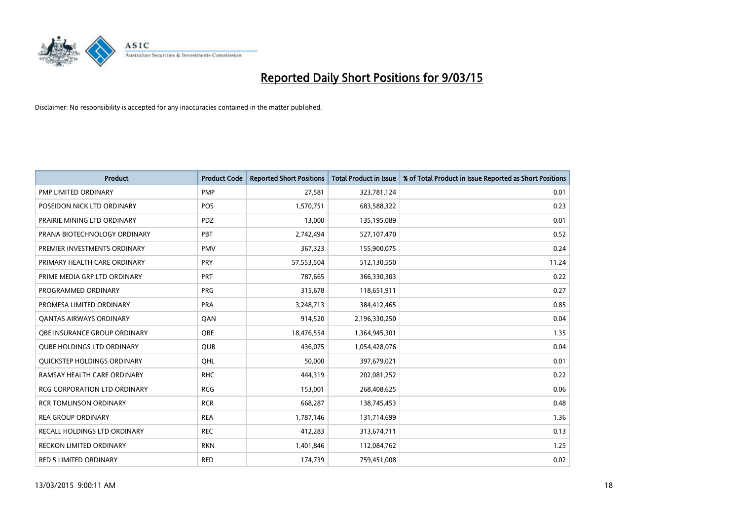# Reported Daily Short Positions for 9/03/15

Disclaimer: No responsibility is accepted for any inaccuracies contained in the matter published.

| Product | Product Code | Reported Short Positions | Total Product in Issue | % of Total Product in Issue Reported as Short Positions |
|---|---|---|---|---|
| PMP LIMITED ORDINARY | PMP | 27,581 | 323,781,124 | 0.01 |
| POSEIDON NICK LTD ORDINARY | POS | 1,570,751 | 683,588,322 | 0.23 |
| PRAIRIE MINING LTD ORDINARY | PDZ | 13,000 | 135,195,089 | 0.01 |
| PRANA BIOTECHNOLOGY ORDINARY | PBT | 2,742,494 | 527,107,470 | 0.52 |
| PREMIER INVESTMENTS ORDINARY | PMV | 367,323 | 155,900,075 | 0.24 |
| PRIMARY HEALTH CARE ORDINARY | PRY | 57,553,504 | 512,130,550 | 11.24 |
| PRIME MEDIA GRP LTD ORDINARY | PRT | 787,665 | 366,330,303 | 0.22 |
| PROGRAMMED ORDINARY | PRG | 315,678 | 118,651,911 | 0.27 |
| PROMESA LIMITED ORDINARY | PRA | 3,248,713 | 384,412,465 | 0.85 |
| QANTAS AIRWAYS ORDINARY | QAN | 914,520 | 2,196,330,250 | 0.04 |
| QBE INSURANCE GROUP ORDINARY | QBE | 18,476,554 | 1,364,945,301 | 1.35 |
| QUBE HOLDINGS LTD ORDINARY | QUB | 436,075 | 1,054,428,076 | 0.04 |
| QUICKSTEP HOLDINGS ORDINARY | QHL | 50,000 | 397,679,021 | 0.01 |
| RAMSAY HEALTH CARE ORDINARY | RHC | 444,319 | 202,081,252 | 0.22 |
| RCG CORPORATION LTD ORDINARY | RCG | 153,001 | 268,408,625 | 0.06 |
| RCR TOMLINSON ORDINARY | RCR | 668,287 | 138,745,453 | 0.48 |
| REA GROUP ORDINARY | REA | 1,787,146 | 131,714,699 | 1.36 |
| RECALL HOLDINGS LTD ORDINARY | REC | 412,283 | 313,674,711 | 0.13 |
| RECKON LIMITED ORDINARY | RKN | 1,401,846 | 112,084,762 | 1.25 |
| RED 5 LIMITED ORDINARY | RED | 174,739 | 759,451,008 | 0.02 |

13/03/2015 9:00:11 AM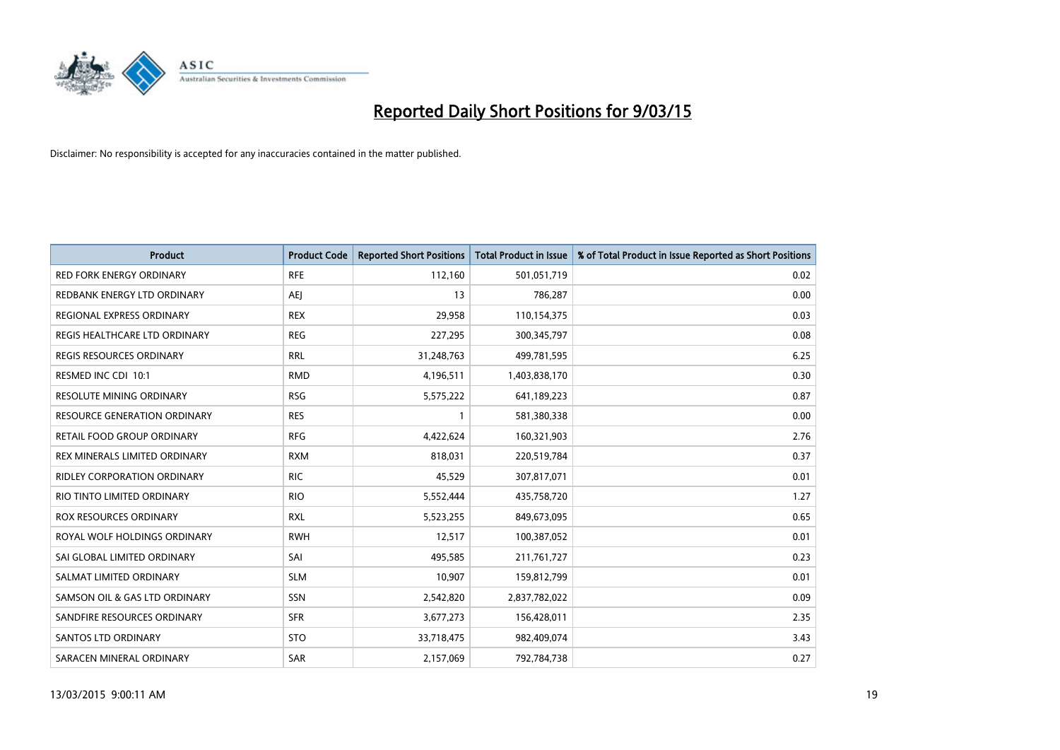# Reported Daily Short Positions for 9/03/15

Disclaimer: No responsibility is accepted for any inaccuracies contained in the matter published.

| Product | Product Code | Reported Short Positions | Total Product in Issue | % of Total Product in Issue Reported as Short Positions |
| --- | --- | --- | --- | --- |
| RED FORK ENERGY ORDINARY | RFE | 112,160 | 501,051,719 | 0.02 |
| REDBANK ENERGY LTD ORDINARY | AEJ | 13 | 786,287 | 0.00 |
| REGIONAL EXPRESS ORDINARY | REX | 29,958 | 110,154,375 | 0.03 |
| REGIS HEALTHCARE LTD ORDINARY | REG | 227,295 | 300,345,797 | 0.08 |
| REGIS RESOURCES ORDINARY | RRL | 31,248,763 | 499,781,595 | 6.25 |
| RESMED INC CDI 10:1 | RMD | 4,196,511 | 1,403,838,170 | 0.30 |
| RESOLUTE MINING ORDINARY | RSG | 5,575,222 | 641,189,223 | 0.87 |
| RESOURCE GENERATION ORDINARY | RES | 1 | 581,380,338 | 0.00 |
| RETAIL FOOD GROUP ORDINARY | RFG | 4,422,624 | 160,321,903 | 2.76 |
| REX MINERALS LIMITED ORDINARY | RXM | 818,031 | 220,519,784 | 0.37 |
| RIDLEY CORPORATION ORDINARY | RIC | 45,529 | 307,817,071 | 0.01 |
| RIO TINTO LIMITED ORDINARY | RIO | 5,552,444 | 435,758,720 | 1.27 |
| ROX RESOURCES ORDINARY | RXL | 5,523,255 | 849,673,095 | 0.65 |
| ROYAL WOLF HOLDINGS ORDINARY | RWH | 12,517 | 100,387,052 | 0.01 |
| SAI GLOBAL LIMITED ORDINARY | SAI | 495,585 | 211,761,727 | 0.23 |
| SALMAT LIMITED ORDINARY | SLM | 10,907 | 159,812,799 | 0.01 |
| SAMSON OIL & GAS LTD ORDINARY | SSN | 2,542,820 | 2,837,782,022 | 0.09 |
| SANDFIRE RESOURCES ORDINARY | SFR | 3,677,273 | 156,428,011 | 2.35 |
| SANTOS LTD ORDINARY | STO | 33,718,475 | 982,409,074 | 3.43 |
| SARACEN MINERAL ORDINARY | SAR | 2,157,069 | 792,784,738 | 0.27 |

13/03/2015 9:00:11 AM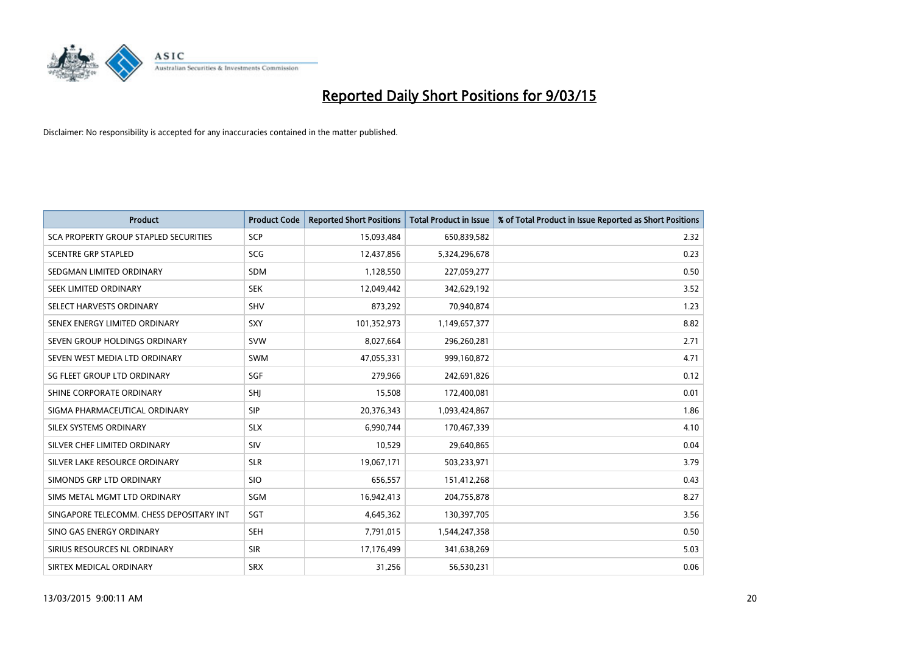# Reported Daily Short Positions for 9/03/15

Disclaimer: No responsibility is accepted for any inaccuracies contained in the matter published.

| Product | Product Code | Reported Short Positions | Total Product in Issue | % of Total Product in Issue Reported as Short Positions |
|---|---|---|---|---|
| SCA PROPERTY GROUP STAPLED SECURITIES | SCP | 15,093,484 | 650,839,582 | 2.32 |
| SCENTRE GRP STAPLED | SCG | 12,437,856 | 5,324,296,678 | 0.23 |
| SEDGMAN LIMITED ORDINARY | SDM | 1,128,550 | 227,059,277 | 0.50 |
| SEEK LIMITED ORDINARY | SEK | 12,049,442 | 342,629,192 | 3.52 |
| SELECT HARVESTS ORDINARY | SHV | 873,292 | 70,940,874 | 1.23 |
| SENEX ENERGY LIMITED ORDINARY | SXY | 101,352,973 | 1,149,657,377 | 8.82 |
| SEVEN GROUP HOLDINGS ORDINARY | SVW | 8,027,664 | 296,260,281 | 2.71 |
| SEVEN WEST MEDIA LTD ORDINARY | SWM | 47,055,331 | 999,160,872 | 4.71 |
| SG FLEET GROUP LTD ORDINARY | SGF | 279,966 | 242,691,826 | 0.12 |
| SHINE CORPORATE ORDINARY | SHJ | 15,508 | 172,400,081 | 0.01 |
| SIGMA PHARMACEUTICAL ORDINARY | SIP | 20,376,343 | 1,093,424,867 | 1.86 |
| SILEX SYSTEMS ORDINARY | SLX | 6,990,744 | 170,467,339 | 4.10 |
| SILVER CHEF LIMITED ORDINARY | SIV | 10,529 | 29,640,865 | 0.04 |
| SILVER LAKE RESOURCE ORDINARY | SLR | 19,067,171 | 503,233,971 | 3.79 |
| SIMONDS GRP LTD ORDINARY | SIO | 656,557 | 151,412,268 | 0.43 |
| SIMS METAL MGMT LTD ORDINARY | SGM | 16,942,413 | 204,755,878 | 8.27 |
| SINGAPORE TELECOMM. CHESS DEPOSITARY INT | SGT | 4,645,362 | 130,397,705 | 3.56 |
| SINO GAS ENERGY ORDINARY | SEH | 7,791,015 | 1,544,247,358 | 0.50 |
| SIRIUS RESOURCES NL ORDINARY | SIR | 17,176,499 | 341,638,269 | 5.03 |
| SIRTEX MEDICAL ORDINARY | SRX | 31,256 | 56,530,231 | 0.06 |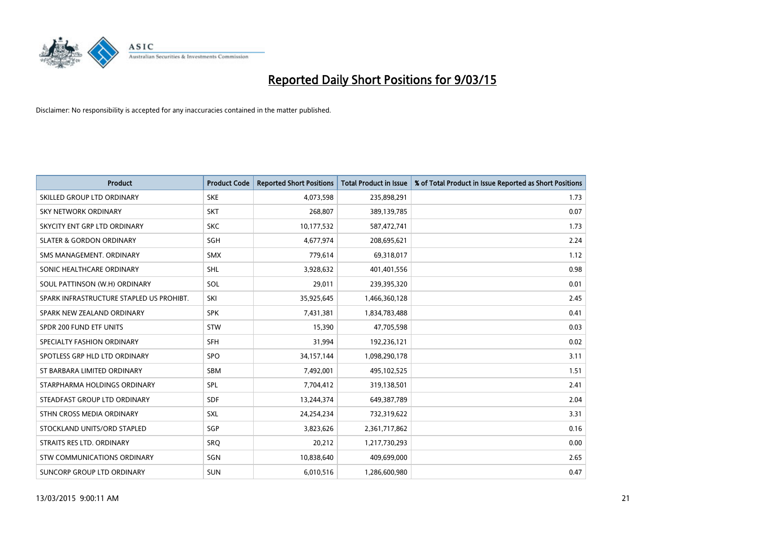# Reported Daily Short Positions for 9/03/15

Disclaimer: No responsibility is accepted for any inaccuracies contained in the matter published.

| Product | Product Code | Reported Short Positions | Total Product in Issue | % of Total Product in Issue Reported as Short Positions |
|---|---|---|---|---|
| SKILLED GROUP LTD ORDINARY | SKE | 4,073,598 | 235,898,291 | 1.73 |
| SKY NETWORK ORDINARY | SKT | 268,807 | 389,139,785 | 0.07 |
| SKYCITY ENT GRP LTD ORDINARY | SKC | 10,177,532 | 587,472,741 | 1.73 |
| SLATER & GORDON ORDINARY | SGH | 4,677,974 | 208,695,621 | 2.24 |
| SMS MANAGEMENT. ORDINARY | SMX | 779,614 | 69,318,017 | 1.12 |
| SONIC HEALTHCARE ORDINARY | SHL | 3,928,632 | 401,401,556 | 0.98 |
| SOUL PATTINSON (W.H) ORDINARY | SOL | 29,011 | 239,395,320 | 0.01 |
| SPARK INFRASTRUCTURE STAPLED US PROHIBT. | SKI | 35,925,645 | 1,466,360,128 | 2.45 |
| SPARK NEW ZEALAND ORDINARY | SPK | 7,431,381 | 1,834,783,488 | 0.41 |
| SPDR 200 FUND ETF UNITS | STW | 15,390 | 47,705,598 | 0.03 |
| SPECIALTY FASHION ORDINARY | SFH | 31,994 | 192,236,121 | 0.02 |
| SPOTLESS GRP HLD LTD ORDINARY | SPO | 34,157,144 | 1,098,290,178 | 3.11 |
| ST BARBARA LIMITED ORDINARY | SBM | 7,492,001 | 495,102,525 | 1.51 |
| STARPHARMA HOLDINGS ORDINARY | SPL | 7,704,412 | 319,138,501 | 2.41 |
| STEADFAST GROUP LTD ORDINARY | SDF | 13,244,374 | 649,387,789 | 2.04 |
| STHN CROSS MEDIA ORDINARY | SXL | 24,254,234 | 732,319,622 | 3.31 |
| STOCKLAND UNITS/ORD STAPLED | SGP | 3,823,626 | 2,361,717,862 | 0.16 |
| STRAITS RES LTD. ORDINARY | SRQ | 20,212 | 1,217,730,293 | 0.00 |
| STW COMMUNICATIONS ORDINARY | SGN | 10,838,640 | 409,699,000 | 2.65 |
| SUNCORP GROUP LTD ORDINARY | SUN | 6,010,516 | 1,286,600,980 | 0.47 |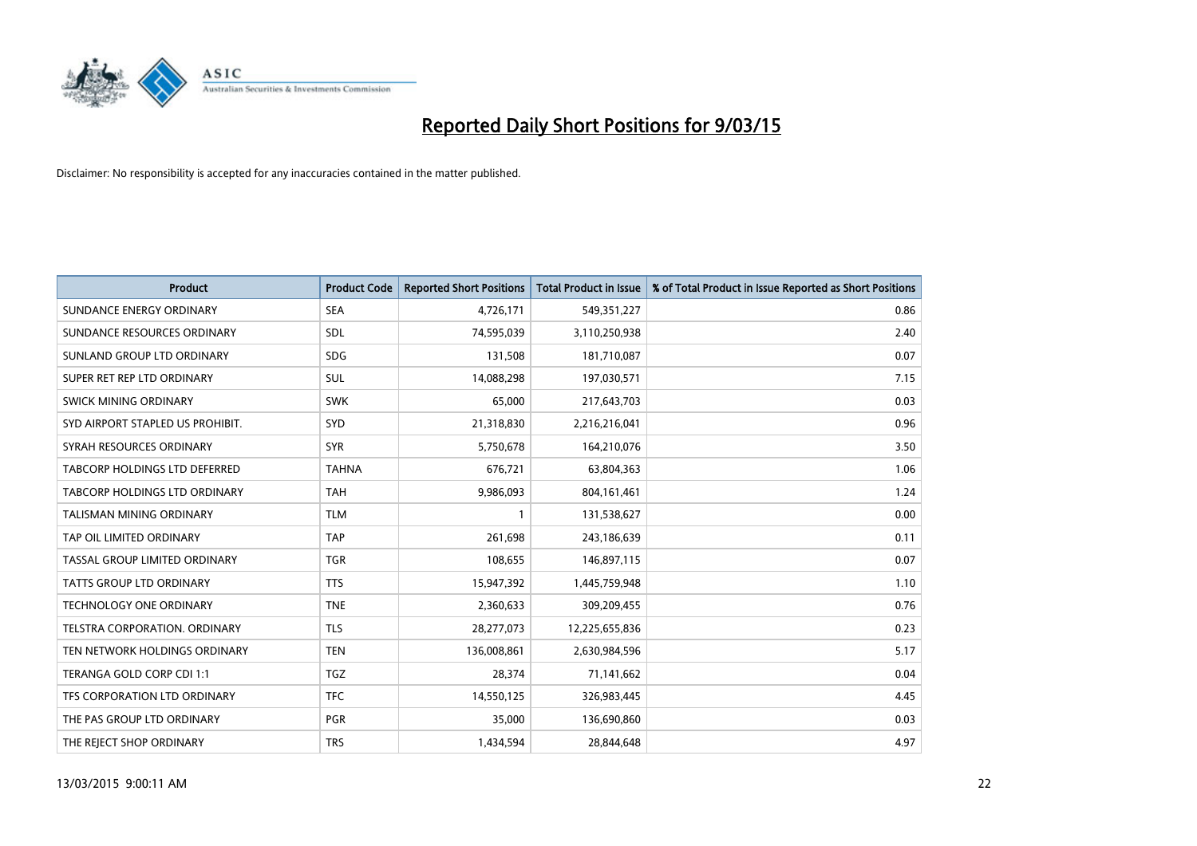# Reported Daily Short Positions for 9/03/15

Disclaimer: No responsibility is accepted for any inaccuracies contained in the matter published.

| Product | Product Code | Reported Short Positions | Total Product in Issue | % of Total Product in Issue Reported as Short Positions |
|---|---|---|---|---|
| SUNDANCE ENERGY ORDINARY | SEA | 4,726,171 | 549,351,227 | 0.86 |
| SUNDANCE RESOURCES ORDINARY | SDL | 74,595,039 | 3,110,250,938 | 2.40 |
| SUNLAND GROUP LTD ORDINARY | SDG | 131,508 | 181,710,087 | 0.07 |
| SUPER RET REP LTD ORDINARY | SUL | 14,088,298 | 197,030,571 | 7.15 |
| SWICK MINING ORDINARY | SWK | 65,000 | 217,643,703 | 0.03 |
| SYD AIRPORT STAPLED US PROHIBIT. | SYD | 21,318,830 | 2,216,216,041 | 0.96 |
| SYRAH RESOURCES ORDINARY | SYR | 5,750,678 | 164,210,076 | 3.50 |
| TABCORP HOLDINGS LTD DEFERRED | TAHNA | 676,721 | 63,804,363 | 1.06 |
| TABCORP HOLDINGS LTD ORDINARY | TAH | 9,986,093 | 804,161,461 | 1.24 |
| TALISMAN MINING ORDINARY | TLM | 1 | 131,538,627 | 0.00 |
| TAP OIL LIMITED ORDINARY | TAP | 261,698 | 243,186,639 | 0.11 |
| TASSAL GROUP LIMITED ORDINARY | TGR | 108,655 | 146,897,115 | 0.07 |
| TATTS GROUP LTD ORDINARY | TTS | 15,947,392 | 1,445,759,948 | 1.10 |
| TECHNOLOGY ONE ORDINARY | TNE | 2,360,633 | 309,209,455 | 0.76 |
| TELSTRA CORPORATION. ORDINARY | TLS | 28,277,073 | 12,225,655,836 | 0.23 |
| TEN NETWORK HOLDINGS ORDINARY | TEN | 136,008,861 | 2,630,984,596 | 5.17 |
| TERANGA GOLD CORP CDI 1:1 | TGZ | 28,374 | 71,141,662 | 0.04 |
| TFS CORPORATION LTD ORDINARY | TFC | 14,550,125 | 326,983,445 | 4.45 |
| THE PAS GROUP LTD ORDINARY | PGR | 35,000 | 136,690,860 | 0.03 |
| THE REJECT SHOP ORDINARY | TRS | 1,434,594 | 28,844,648 | 4.97 |

13/03/2015 9:00:11 AM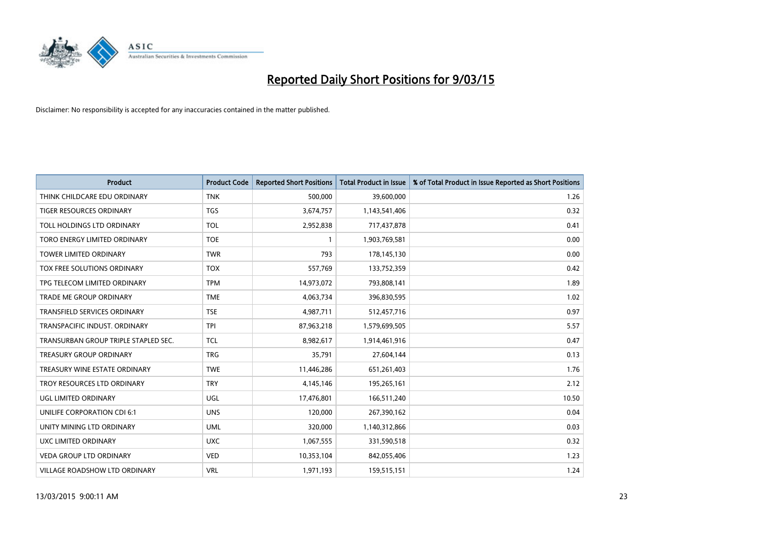# Reported Daily Short Positions for 9/03/15

Disclaimer: No responsibility is accepted for any inaccuracies contained in the matter published.

| Product | Product Code | Reported Short Positions | Total Product in Issue | % of Total Product in Issue Reported as Short Positions |
|---|---|---|---|---|
| THINK CHILDCARE EDU ORDINARY | TNK | 500,000 | 39,600,000 | 1.26 |
| TIGER RESOURCES ORDINARY | TGS | 3,674,757 | 1,143,541,406 | 0.32 |
| TOLL HOLDINGS LTD ORDINARY | TOL | 2,952,838 | 717,437,878 | 0.41 |
| TORO ENERGY LIMITED ORDINARY | TOE | 1 | 1,903,769,581 | 0.00 |
| TOWER LIMITED ORDINARY | TWR | 793 | 178,145,130 | 0.00 |
| TOX FREE SOLUTIONS ORDINARY | TOX | 557,769 | 133,752,359 | 0.42 |
| TPG TELECOM LIMITED ORDINARY | TPM | 14,973,072 | 793,808,141 | 1.89 |
| TRADE ME GROUP ORDINARY | TME | 4,063,734 | 396,830,595 | 1.02 |
| TRANSFIELD SERVICES ORDINARY | TSE | 4,987,711 | 512,457,716 | 0.97 |
| TRANSPACIFIC INDUST. ORDINARY | TPI | 87,963,218 | 1,579,699,505 | 5.57 |
| TRANSURBAN GROUP TRIPLE STAPLED SEC. | TCL | 8,982,617 | 1,914,461,916 | 0.47 |
| TREASURY GROUP ORDINARY | TRG | 35,791 | 27,604,144 | 0.13 |
| TREASURY WINE ESTATE ORDINARY | TWE | 11,446,286 | 651,261,403 | 1.76 |
| TROY RESOURCES LTD ORDINARY | TRY | 4,145,146 | 195,265,161 | 2.12 |
| UGL LIMITED ORDINARY | UGL | 17,476,801 | 166,511,240 | 10.50 |
| UNILIFE CORPORATION CDI 6:1 | UNS | 120,000 | 267,390,162 | 0.04 |
| UNITY MINING LTD ORDINARY | UML | 320,000 | 1,140,312,866 | 0.03 |
| UXC LIMITED ORDINARY | UXC | 1,067,555 | 331,590,518 | 0.32 |
| VEDA GROUP LTD ORDINARY | VED | 10,353,104 | 842,055,406 | 1.23 |
| VILLAGE ROADSHOW LTD ORDINARY | VRL | 1,971,193 | 159,515,151 | 1.24 |

13/03/2015 9:00:11 AM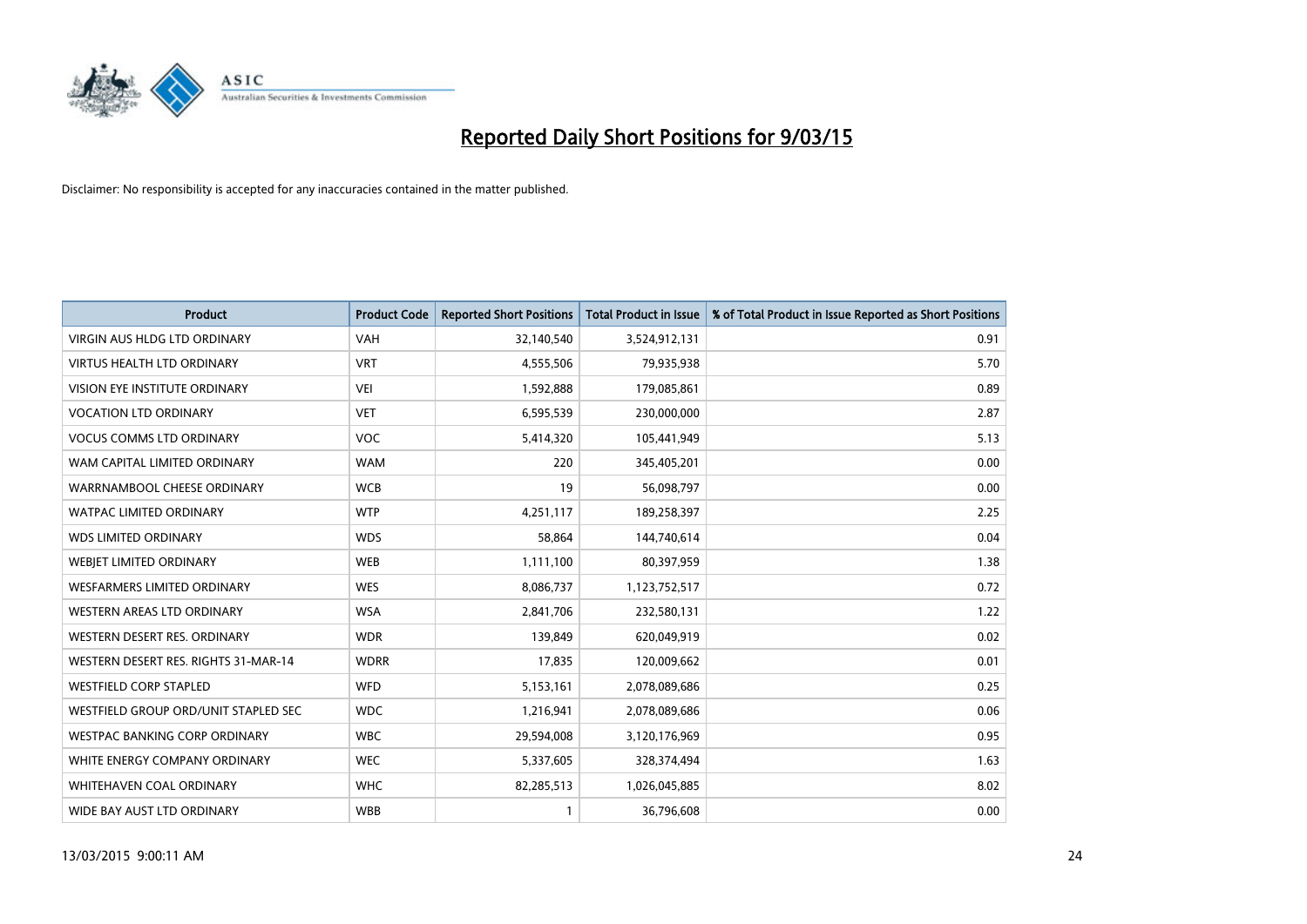# Reported Daily Short Positions for 9/03/15

Disclaimer: No responsibility is accepted for any inaccuracies contained in the matter published.

| Product | Product Code | Reported Short Positions | Total Product in Issue | % of Total Product in Issue Reported as Short Positions |
|---|---|---|---|---|
| VIRGIN AUS HLDG LTD ORDINARY | VAH | 32,140,540 | 3,524,912,131 | 0.91 |
| VIRTUS HEALTH LTD ORDINARY | VRT | 4,555,506 | 79,935,938 | 5.70 |
| VISION EYE INSTITUTE ORDINARY | VEI | 1,592,888 | 179,085,861 | 0.89 |
| VOCATION LTD ORDINARY | VET | 6,595,539 | 230,000,000 | 2.87 |
| VOCUS COMMS LTD ORDINARY | VOC | 5,414,320 | 105,441,949 | 5.13 |
| WAM CAPITAL LIMITED ORDINARY | WAM | 220 | 345,405,201 | 0.00 |
| WARRNAMBOOL CHEESE ORDINARY | WCB | 19 | 56,098,797 | 0.00 |
| WATPAC LIMITED ORDINARY | WTP | 4,251,117 | 189,258,397 | 2.25 |
| WDS LIMITED ORDINARY | WDS | 58,864 | 144,740,614 | 0.04 |
| WEBJET LIMITED ORDINARY | WEB | 1,111,100 | 80,397,959 | 1.38 |
| WESFARMERS LIMITED ORDINARY | WES | 8,086,737 | 1,123,752,517 | 0.72 |
| WESTERN AREAS LTD ORDINARY | WSA | 2,841,706 | 232,580,131 | 1.22 |
| WESTERN DESERT RES. ORDINARY | WDR | 139,849 | 620,049,919 | 0.02 |
| WESTERN DESERT RES. RIGHTS 31-MAR-14 | WDRR | 17,835 | 120,009,662 | 0.01 |
| WESTFIELD CORP STAPLED | WFD | 5,153,161 | 2,078,089,686 | 0.25 |
| WESTFIELD GROUP ORD/UNIT STAPLED SEC | WDC | 1,216,941 | 2,078,089,686 | 0.06 |
| WESTPAC BANKING CORP ORDINARY | WBC | 29,594,008 | 3,120,176,969 | 0.95 |
| WHITE ENERGY COMPANY ORDINARY | WEC | 5,337,605 | 328,374,494 | 1.63 |
| WHITEHAVEN COAL ORDINARY | WHC | 82,285,513 | 1,026,045,885 | 8.02 |
| WIDE BAY AUST LTD ORDINARY | WBB | 1 | 36,796,608 | 0.00 |

13/03/2015 9:00:11 AM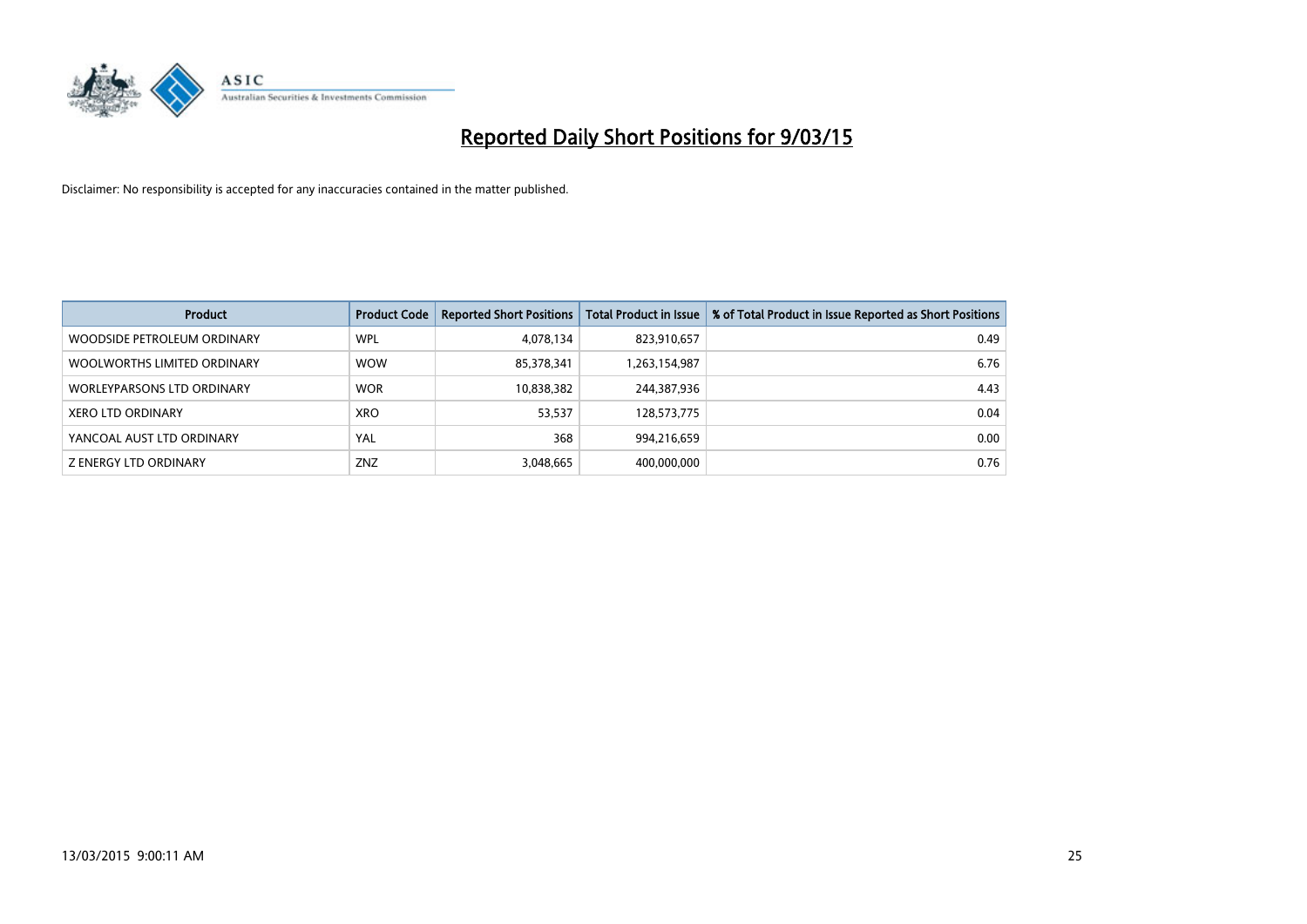# Reported Daily Short Positions for 9/03/15

Disclaimer: No responsibility is accepted for any inaccuracies contained in the matter published.

| Product | Product Code | Reported Short Positions | Total Product in Issue | % of Total Product in Issue Reported as Short Positions |
|---|---|---|---|---|
| WOODSIDE PETROLEUM ORDINARY | WPL | 4,078,134 | 823,910,657 | 0.49 |
| WOOLWORTHS LIMITED ORDINARY | WOW | 85,378,341 | 1,263,154,987 | 6.76 |
| WORLEYPARSONS LTD ORDINARY | WOR | 10,838,382 | 244,387,936 | 4.43 |
| XERO LTD ORDINARY | XRO | 53,537 | 128,573,775 | 0.04 |
| YANCOAL AUST LTD ORDINARY | YAL | 368 | 994,216,659 | 0.00 |
| Z ENERGY LTD ORDINARY | ZNZ | 3,048,665 | 400,000,000 | 0.76 |

13/03/2015 9:00:11 AM